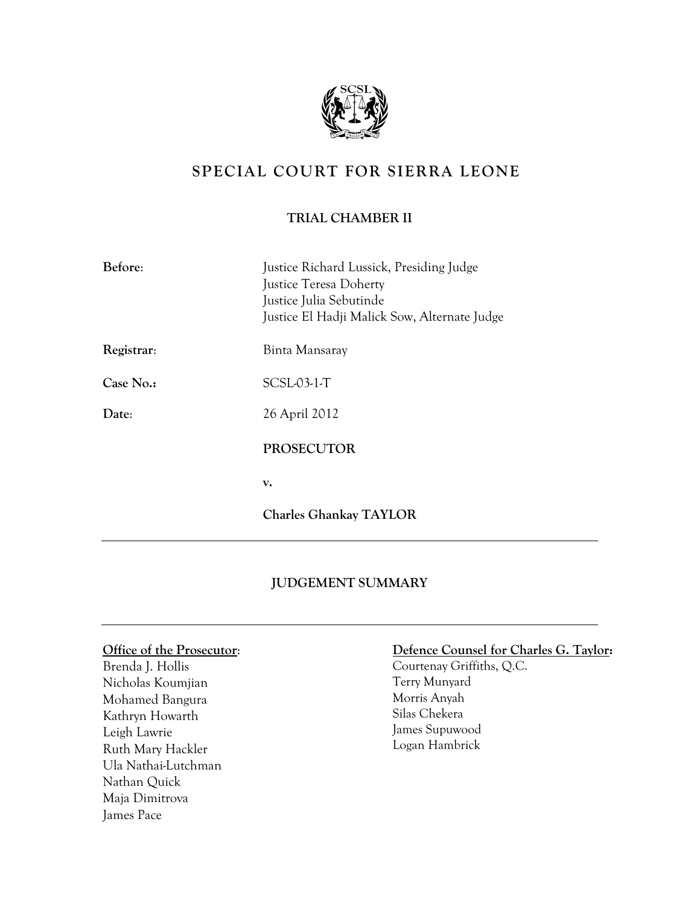# SPECIAL COURT FOR SIERRA LEONE

## TRIAL CHAMBER II

**Before**: Justice Richard Lussick, Presiding Judge
Justice Teresa Doherty
Justice Julia Sebutinde
Justice El Hadji Malick Sow, Alternate Judge

**Registrar**: Binta Mansaray

**Case No.:** SCSL-03-1-T

**Date**: 26 April 2012

**PROSECUTOR**

**v.**

**Charles Ghankay TAYLOR**

---

## JUDGEMENT SUMMARY

---

**Office of the Prosecutor**:
Brenda J. Hollis
Nicholas Koumjian
Mohamed Bangura
Kathryn Howarth
Leigh Lawrie
Ruth Mary Hackler
Ula Nathai-Lutchman
Nathan Quick
Maja Dimitrova
James Pace

**Defence Counsel for Charles G. Taylor:**
Courtenay Griffiths, Q.C.
Terry Munyard
Morris Anyah
Silas Chekera
James Supuwood
Logan Hambrick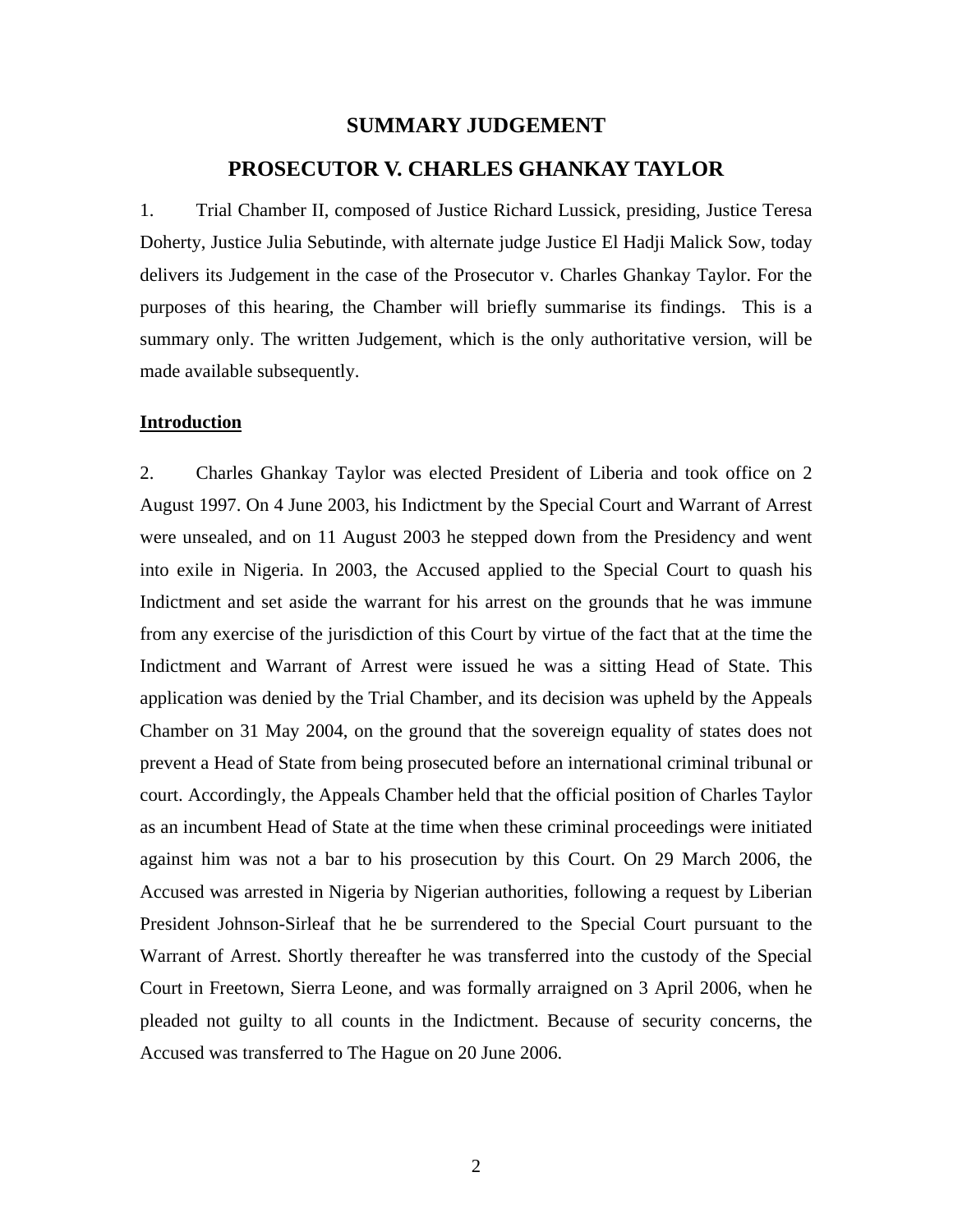## SUMMARY JUDGEMENT

## PROSECUTOR V. CHARLES GHANKAY TAYLOR

1. Trial Chamber II, composed of Justice Richard Lussick, presiding, Justice Teresa Doherty, Justice Julia Sebutinde, with alternate judge Justice El Hadji Malick Sow, today delivers its Judgement in the case of the Prosecutor v. Charles Ghankay Taylor. For the purposes of this hearing, the Chamber will briefly summarise its findings. This is a summary only. The written Judgement, which is the only authoritative version, will be made available subsequently.

### Introduction

2. Charles Ghankay Taylor was elected President of Liberia and took office on 2 August 1997. On 4 June 2003, his Indictment by the Special Court and Warrant of Arrest were unsealed, and on 11 August 2003 he stepped down from the Presidency and went into exile in Nigeria. In 2003, the Accused applied to the Special Court to quash his Indictment and set aside the warrant for his arrest on the grounds that he was immune from any exercise of the jurisdiction of this Court by virtue of the fact that at the time the Indictment and Warrant of Arrest were issued he was a sitting Head of State. This application was denied by the Trial Chamber, and its decision was upheld by the Appeals Chamber on 31 May 2004, on the ground that the sovereign equality of states does not prevent a Head of State from being prosecuted before an international criminal tribunal or court. Accordingly, the Appeals Chamber held that the official position of Charles Taylor as an incumbent Head of State at the time when these criminal proceedings were initiated against him was not a bar to his prosecution by this Court. On 29 March 2006, the Accused was arrested in Nigeria by Nigerian authorities, following a request by Liberian President Johnson-Sirleaf that he be surrendered to the Special Court pursuant to the Warrant of Arrest. Shortly thereafter he was transferred into the custody of the Special Court in Freetown, Sierra Leone, and was formally arraigned on 3 April 2006, when he pleaded not guilty to all counts in the Indictment. Because of security concerns, the Accused was transferred to The Hague on 20 June 2006.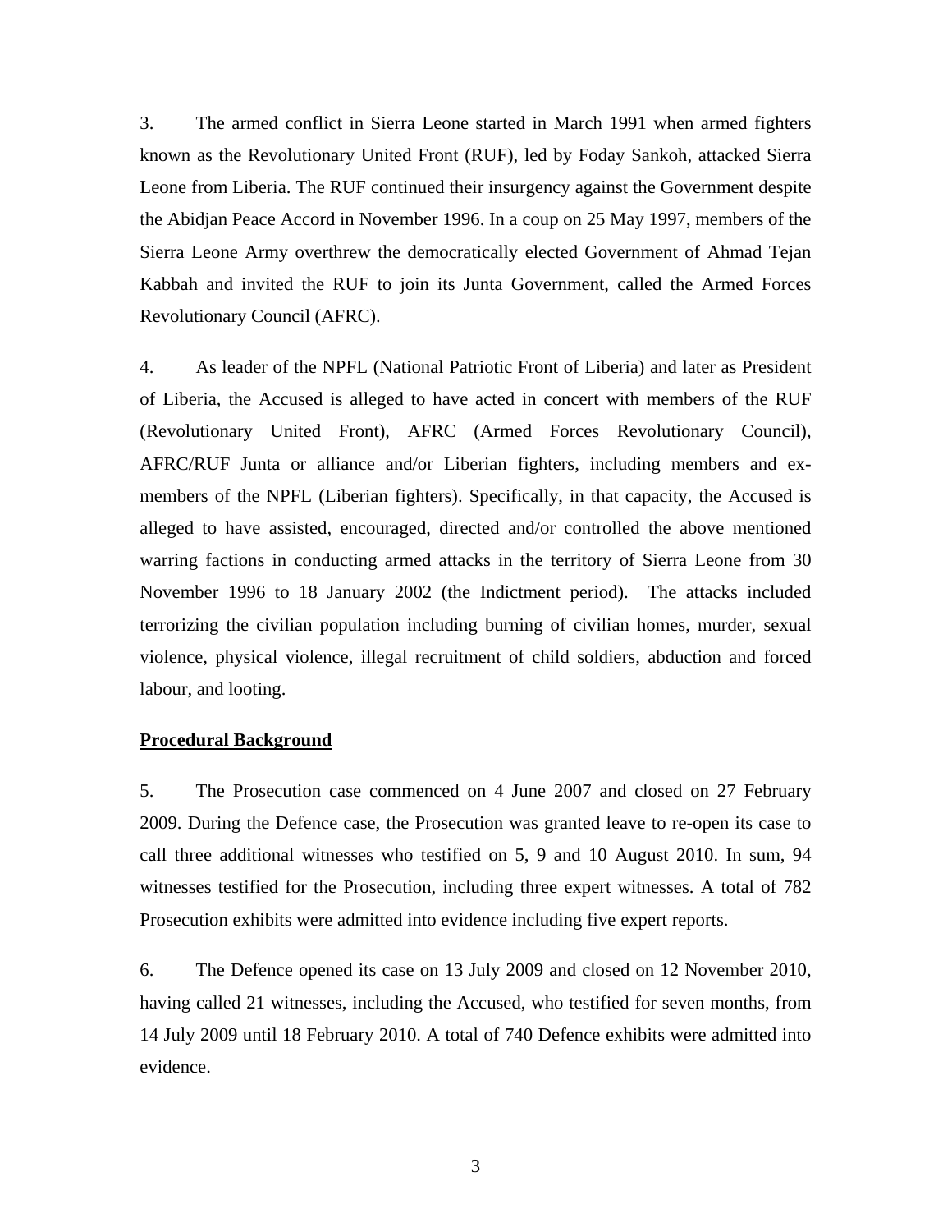3. The armed conflict in Sierra Leone started in March 1991 when armed fighters known as the Revolutionary United Front (RUF), led by Foday Sankoh, attacked Sierra Leone from Liberia. The RUF continued their insurgency against the Government despite the Abidjan Peace Accord in November 1996. In a coup on 25 May 1997, members of the Sierra Leone Army overthrew the democratically elected Government of Ahmad Tejan Kabbah and invited the RUF to join its Junta Government, called the Armed Forces Revolutionary Council (AFRC).

4. As leader of the NPFL (National Patriotic Front of Liberia) and later as President of Liberia, the Accused is alleged to have acted in concert with members of the RUF (Revolutionary United Front), AFRC (Armed Forces Revolutionary Council), AFRC/RUF Junta or alliance and/or Liberian fighters, including members and ex-members of the NPFL (Liberian fighters). Specifically, in that capacity, the Accused is alleged to have assisted, encouraged, directed and/or controlled the above mentioned warring factions in conducting armed attacks in the territory of Sierra Leone from 30 November 1996 to 18 January 2002 (the Indictment period). The attacks included terrorizing the civilian population including burning of civilian homes, murder, sexual violence, physical violence, illegal recruitment of child soldiers, abduction and forced labour, and looting.

## Procedural Background

5. The Prosecution case commenced on 4 June 2007 and closed on 27 February 2009. During the Defence case, the Prosecution was granted leave to re-open its case to call three additional witnesses who testified on 5, 9 and 10 August 2010. In sum, 94 witnesses testified for the Prosecution, including three expert witnesses. A total of 782 Prosecution exhibits were admitted into evidence including five expert reports.

6. The Defence opened its case on 13 July 2009 and closed on 12 November 2010, having called 21 witnesses, including the Accused, who testified for seven months, from 14 July 2009 until 18 February 2010. A total of 740 Defence exhibits were admitted into evidence.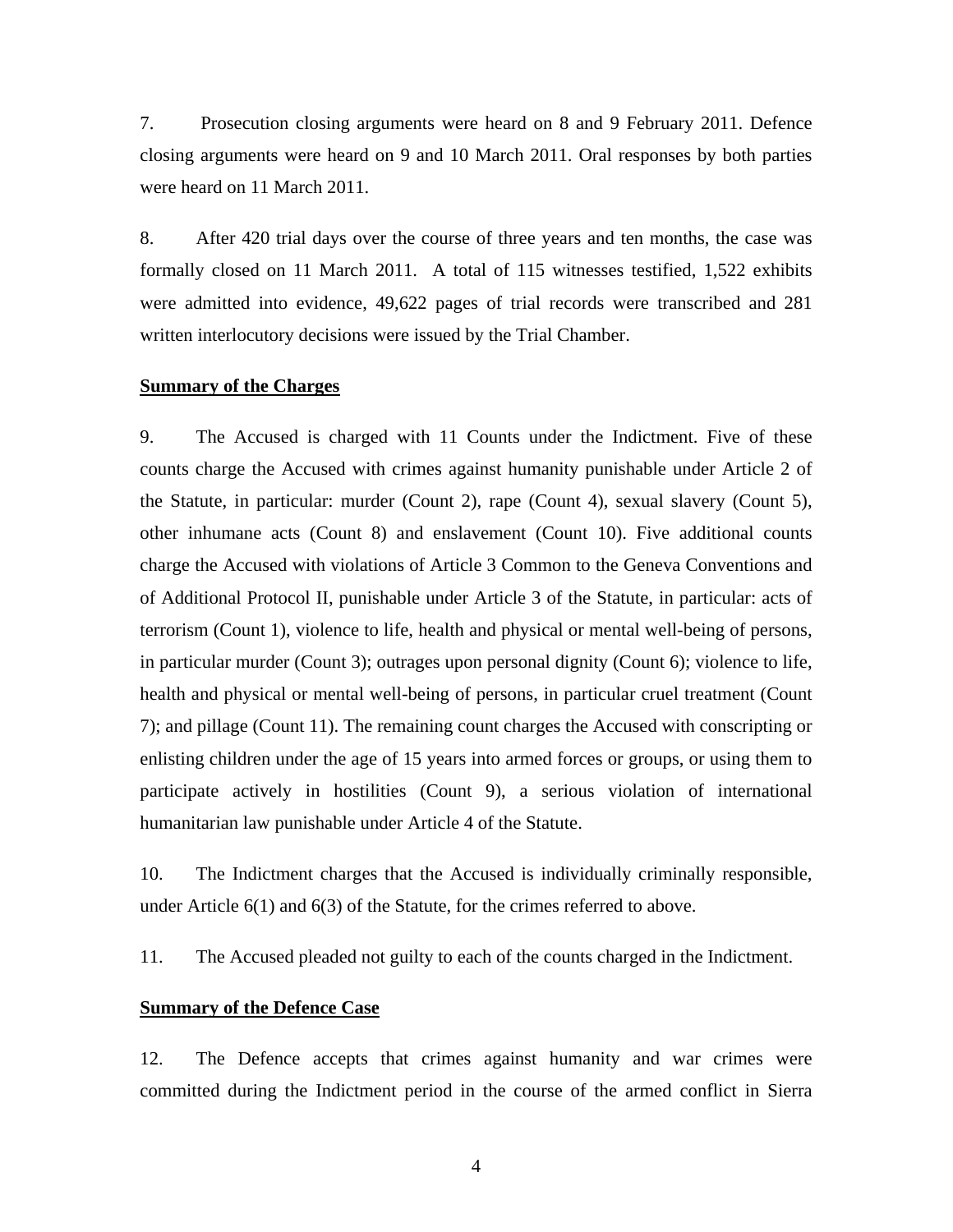7. Prosecution closing arguments were heard on 8 and 9 February 2011. Defence closing arguments were heard on 9 and 10 March 2011. Oral responses by both parties were heard on 11 March 2011.

8. After 420 trial days over the course of three years and ten months, the case was formally closed on 11 March 2011. A total of 115 witnesses testified, 1,522 exhibits were admitted into evidence, 49,622 pages of trial records were transcribed and 281 written interlocutory decisions were issued by the Trial Chamber.

**Summary of the Charges**

9. The Accused is charged with 11 Counts under the Indictment. Five of these counts charge the Accused with crimes against humanity punishable under Article 2 of the Statute, in particular: murder (Count 2), rape (Count 4), sexual slavery (Count 5), other inhumane acts (Count 8) and enslavement (Count 10). Five additional counts charge the Accused with violations of Article 3 Common to the Geneva Conventions and of Additional Protocol II, punishable under Article 3 of the Statute, in particular: acts of terrorism (Count 1), violence to life, health and physical or mental well-being of persons, in particular murder (Count 3); outrages upon personal dignity (Count 6); violence to life, health and physical or mental well-being of persons, in particular cruel treatment (Count 7); and pillage (Count 11). The remaining count charges the Accused with conscripting or enlisting children under the age of 15 years into armed forces or groups, or using them to participate actively in hostilities (Count 9), a serious violation of international humanitarian law punishable under Article 4 of the Statute.

10. The Indictment charges that the Accused is individually criminally responsible, under Article 6(1) and 6(3) of the Statute, for the crimes referred to above.

11. The Accused pleaded not guilty to each of the counts charged in the Indictment.

**Summary of the Defence Case**

12. The Defence accepts that crimes against humanity and war crimes were committed during the Indictment period in the course of the armed conflict in Sierra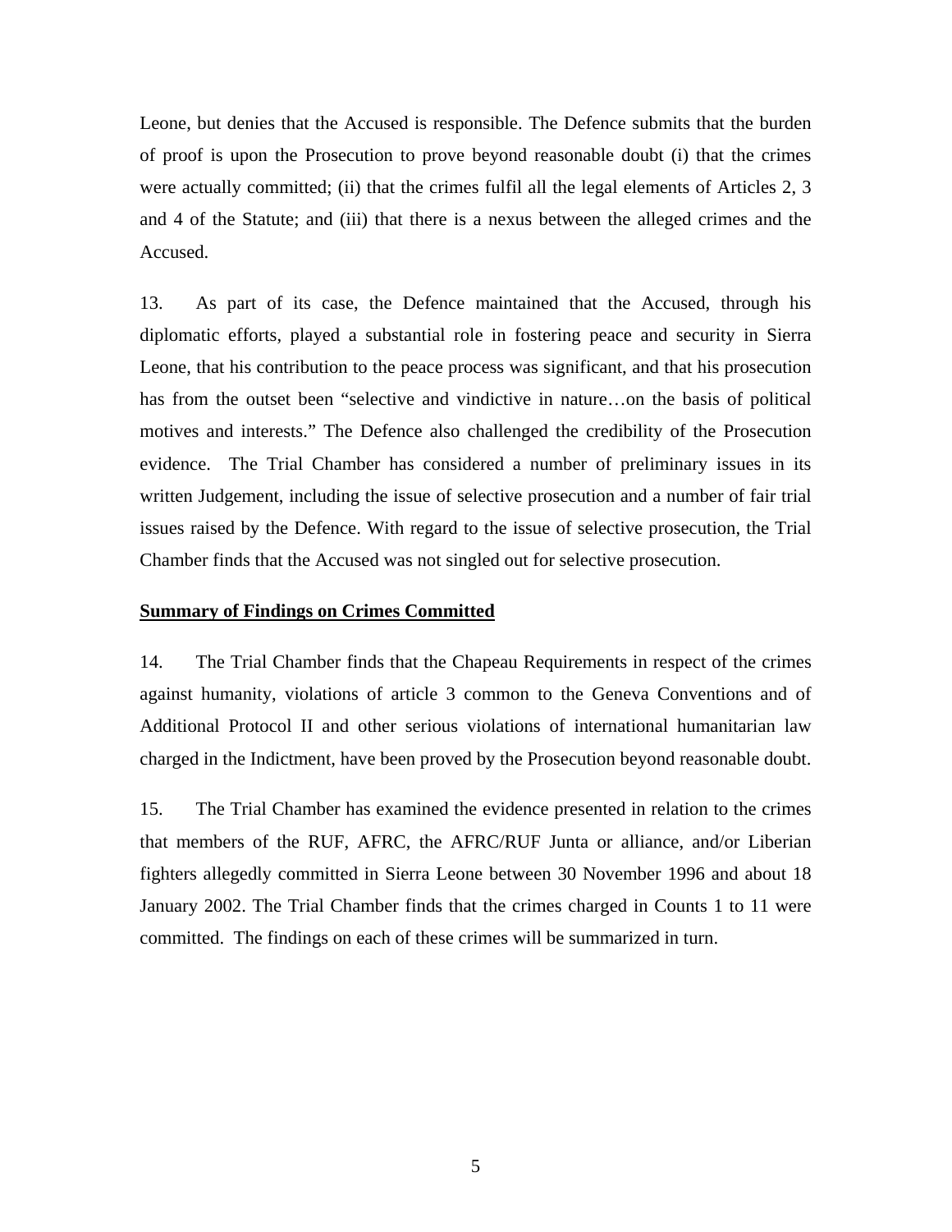Leone, but denies that the Accused is responsible. The Defence submits that the burden of proof is upon the Prosecution to prove beyond reasonable doubt (i) that the crimes were actually committed; (ii) that the crimes fulfil all the legal elements of Articles 2, 3 and 4 of the Statute; and (iii) that there is a nexus between the alleged crimes and the Accused.

13. As part of its case, the Defence maintained that the Accused, through his diplomatic efforts, played a substantial role in fostering peace and security in Sierra Leone, that his contribution to the peace process was significant, and that his prosecution has from the outset been "selective and vindictive in nature…on the basis of political motives and interests." The Defence also challenged the credibility of the Prosecution evidence. The Trial Chamber has considered a number of preliminary issues in its written Judgement, including the issue of selective prosecution and a number of fair trial issues raised by the Defence. With regard to the issue of selective prosecution, the Trial Chamber finds that the Accused was not singled out for selective prosecution.

**Summary of Findings on Crimes Committed**

14. The Trial Chamber finds that the Chapeau Requirements in respect of the crimes against humanity, violations of article 3 common to the Geneva Conventions and of Additional Protocol II and other serious violations of international humanitarian law charged in the Indictment, have been proved by the Prosecution beyond reasonable doubt.

15. The Trial Chamber has examined the evidence presented in relation to the crimes that members of the RUF, AFRC, the AFRC/RUF Junta or alliance, and/or Liberian fighters allegedly committed in Sierra Leone between 30 November 1996 and about 18 January 2002. The Trial Chamber finds that the crimes charged in Counts 1 to 11 were committed. The findings on each of these crimes will be summarized in turn.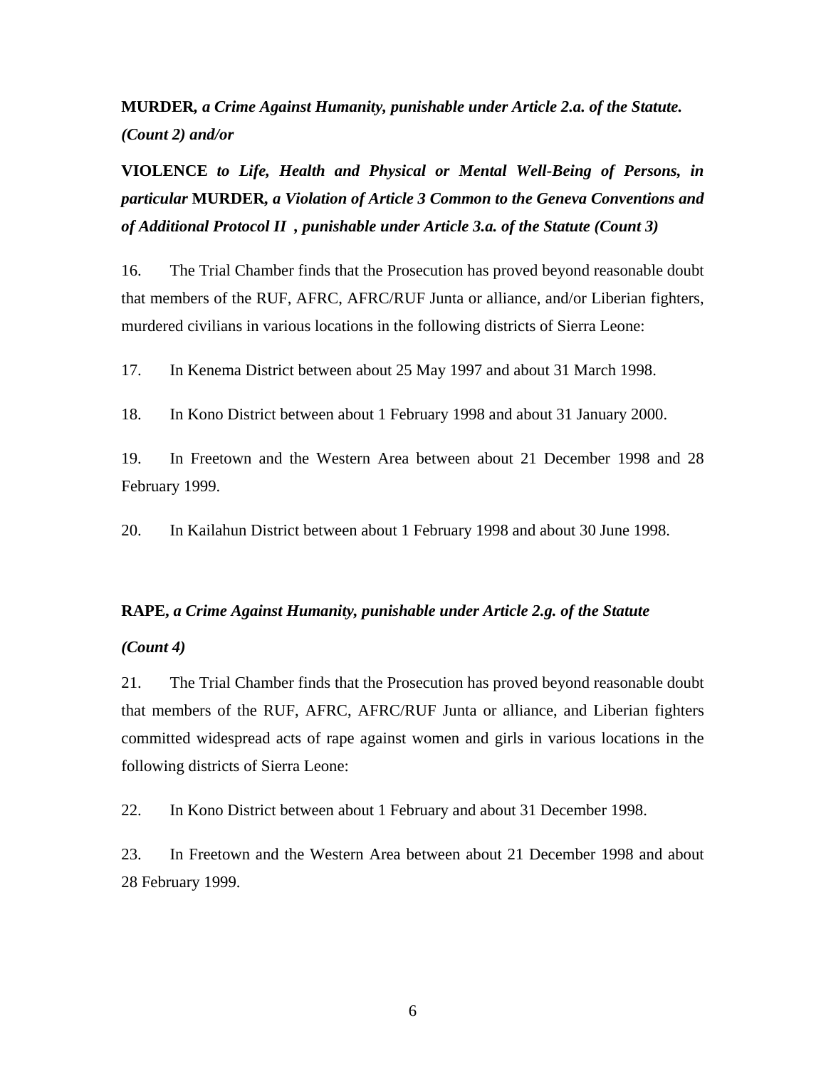**MURDER**, ***a Crime Against Humanity, punishable under Article 2.a. of the Statute. (Count 2) and/or***

**VIOLENCE** ***to Life, Health and Physical or Mental Well-Being of Persons, in particular*** **MURDER**, ***a Violation of Article 3 Common to the Geneva Conventions and of Additional Protocol II , punishable under Article 3.a. of the Statute (Count 3)***

16. The Trial Chamber finds that the Prosecution has proved beyond reasonable doubt that members of the RUF, AFRC, AFRC/RUF Junta or alliance, and/or Liberian fighters, murdered civilians in various locations in the following districts of Sierra Leone:

17. In Kenema District between about 25 May 1997 and about 31 March 1998.

18. In Kono District between about 1 February 1998 and about 31 January 2000.

19. In Freetown and the Western Area between about 21 December 1998 and 28 February 1999.

20. In Kailahun District between about 1 February 1998 and about 30 June 1998.

**RAPE**, ***a Crime Against Humanity, punishable under Article 2.g. of the Statute***

***(Count 4)***

21. The Trial Chamber finds that the Prosecution has proved beyond reasonable doubt that members of the RUF, AFRC, AFRC/RUF Junta or alliance, and Liberian fighters committed widespread acts of rape against women and girls in various locations in the following districts of Sierra Leone:

22. In Kono District between about 1 February and about 31 December 1998.

23. In Freetown and the Western Area between about 21 December 1998 and about 28 February 1999.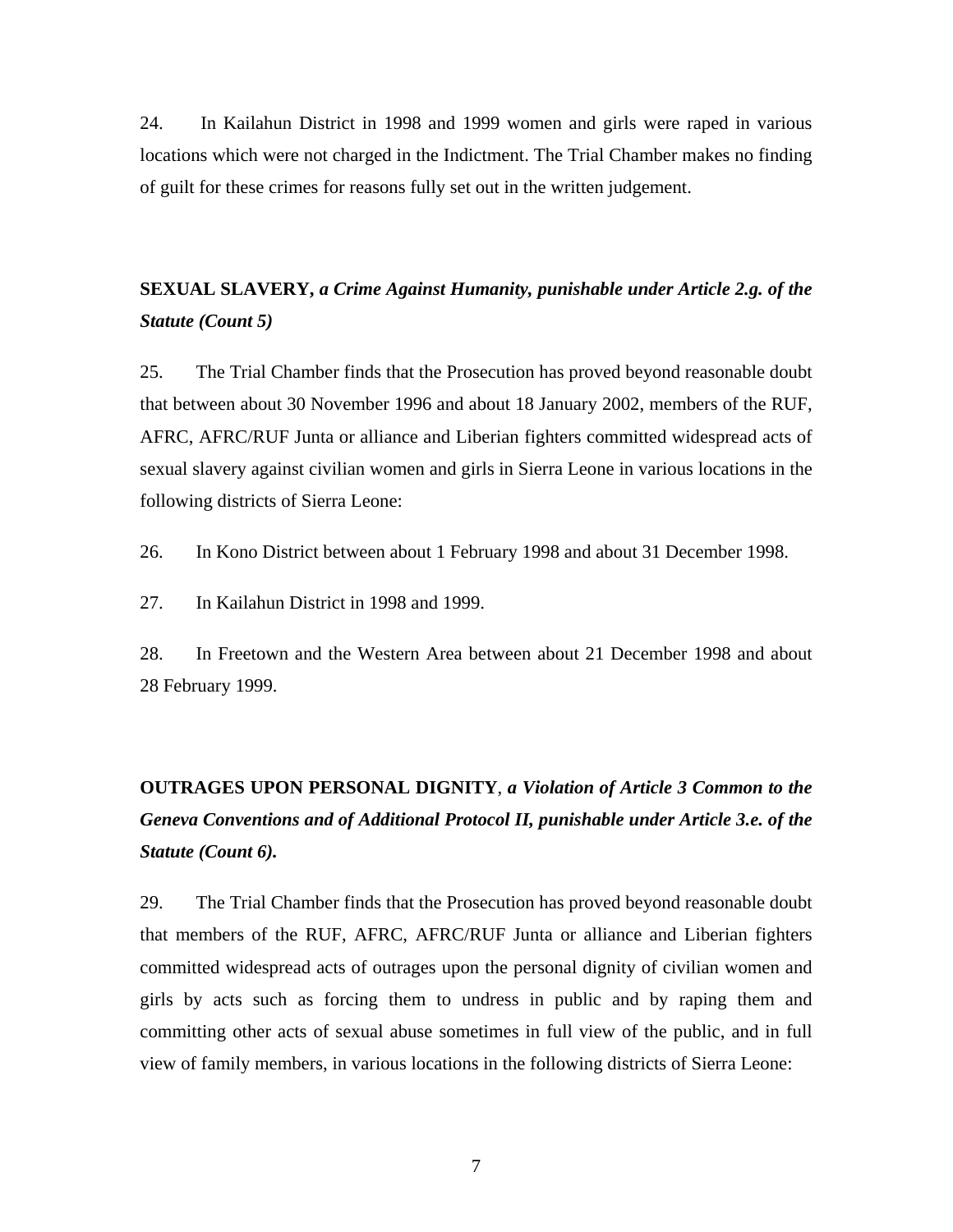24. In Kailahun District in 1998 and 1999 women and girls were raped in various locations which were not charged in the Indictment. The Trial Chamber makes no finding of guilt for these crimes for reasons fully set out in the written judgement.

**SEXUAL SLAVERY, *a Crime Against Humanity, punishable under Article 2.g. of the Statute (Count 5)***

25. The Trial Chamber finds that the Prosecution has proved beyond reasonable doubt that between about 30 November 1996 and about 18 January 2002, members of the RUF, AFRC, AFRC/RUF Junta or alliance and Liberian fighters committed widespread acts of sexual slavery against civilian women and girls in Sierra Leone in various locations in the following districts of Sierra Leone:

26. In Kono District between about 1 February 1998 and about 31 December 1998.

27. In Kailahun District in 1998 and 1999.

28. In Freetown and the Western Area between about 21 December 1998 and about 28 February 1999.

**OUTRAGES UPON PERSONAL DIGNITY**, ***a Violation of Article 3 Common to the Geneva Conventions and of Additional Protocol II, punishable under Article 3.e. of the Statute (Count 6).***

29. The Trial Chamber finds that the Prosecution has proved beyond reasonable doubt that members of the RUF, AFRC, AFRC/RUF Junta or alliance and Liberian fighters committed widespread acts of outrages upon the personal dignity of civilian women and girls by acts such as forcing them to undress in public and by raping them and committing other acts of sexual abuse sometimes in full view of the public, and in full view of family members, in various locations in the following districts of Sierra Leone: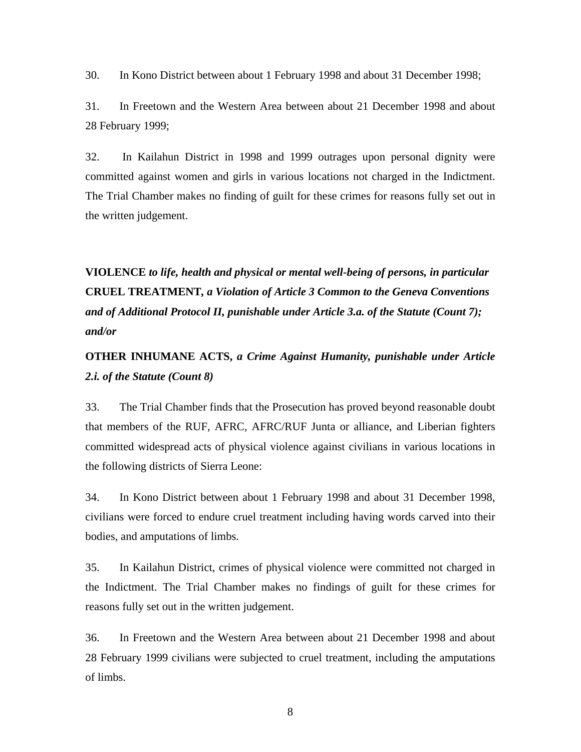30. In Kono District between about 1 February 1998 and about 31 December 1998;

31. In Freetown and the Western Area between about 21 December 1998 and about 28 February 1999;

32. In Kailahun District in 1998 and 1999 outrages upon personal dignity were committed against women and girls in various locations not charged in the Indictment. The Trial Chamber makes no finding of guilt for these crimes for reasons fully set out in the written judgement.

**VIOLENCE** ***to life, health and physical or mental well-being of persons, in particular*** **CRUEL TREATMENT,** ***a Violation of Article 3 Common to the Geneva Conventions and of Additional Protocol II, punishable under Article 3.a. of the Statute (Count 7); and/or***

**OTHER INHUMANE ACTS,** ***a Crime Against Humanity, punishable under Article 2.i. of the Statute (Count 8)***

33. The Trial Chamber finds that the Prosecution has proved beyond reasonable doubt that members of the RUF, AFRC, AFRC/RUF Junta or alliance, and Liberian fighters committed widespread acts of physical violence against civilians in various locations in the following districts of Sierra Leone:

34. In Kono District between about 1 February 1998 and about 31 December 1998, civilians were forced to endure cruel treatment including having words carved into their bodies, and amputations of limbs.

35. In Kailahun District, crimes of physical violence were committed not charged in the Indictment. The Trial Chamber makes no findings of guilt for these crimes for reasons fully set out in the written judgement.

36. In Freetown and the Western Area between about 21 December 1998 and about 28 February 1999 civilians were subjected to cruel treatment, including the amputations of limbs.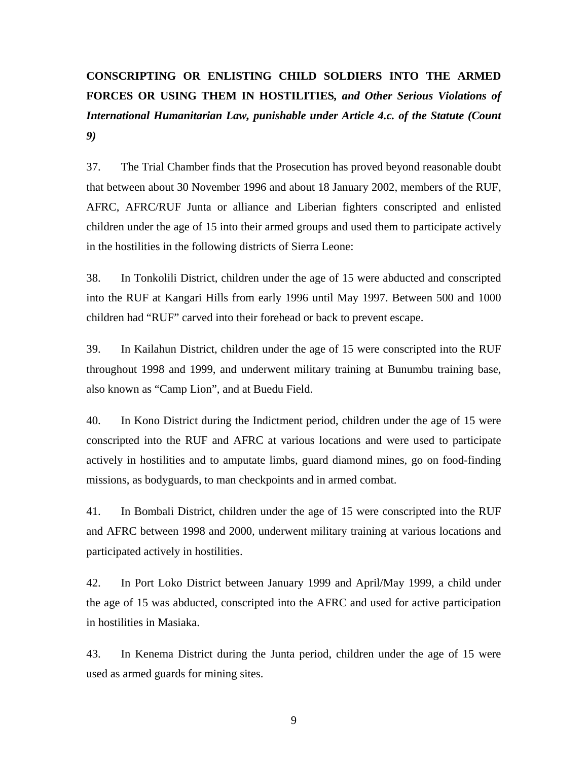**CONSCRIPTING OR ENLISTING CHILD SOLDIERS INTO THE ARMED FORCES OR USING THEM IN HOSTILITIES*, and Other Serious Violations of International Humanitarian Law, punishable under Article 4.c. of the Statute (Count 9)***

37. The Trial Chamber finds that the Prosecution has proved beyond reasonable doubt that between about 30 November 1996 and about 18 January 2002, members of the RUF, AFRC, AFRC/RUF Junta or alliance and Liberian fighters conscripted and enlisted children under the age of 15 into their armed groups and used them to participate actively in the hostilities in the following districts of Sierra Leone:

38. In Tonkolili District, children under the age of 15 were abducted and conscripted into the RUF at Kangari Hills from early 1996 until May 1997. Between 500 and 1000 children had "RUF" carved into their forehead or back to prevent escape.

39. In Kailahun District, children under the age of 15 were conscripted into the RUF throughout 1998 and 1999, and underwent military training at Bunumbu training base, also known as "Camp Lion", and at Buedu Field.

40. In Kono District during the Indictment period, children under the age of 15 were conscripted into the RUF and AFRC at various locations and were used to participate actively in hostilities and to amputate limbs, guard diamond mines, go on food-finding missions, as bodyguards, to man checkpoints and in armed combat.

41. In Bombali District, children under the age of 15 were conscripted into the RUF and AFRC between 1998 and 2000, underwent military training at various locations and participated actively in hostilities.

42. In Port Loko District between January 1999 and April/May 1999, a child under the age of 15 was abducted, conscripted into the AFRC and used for active participation in hostilities in Masiaka.

43. In Kenema District during the Junta period, children under the age of 15 were used as armed guards for mining sites.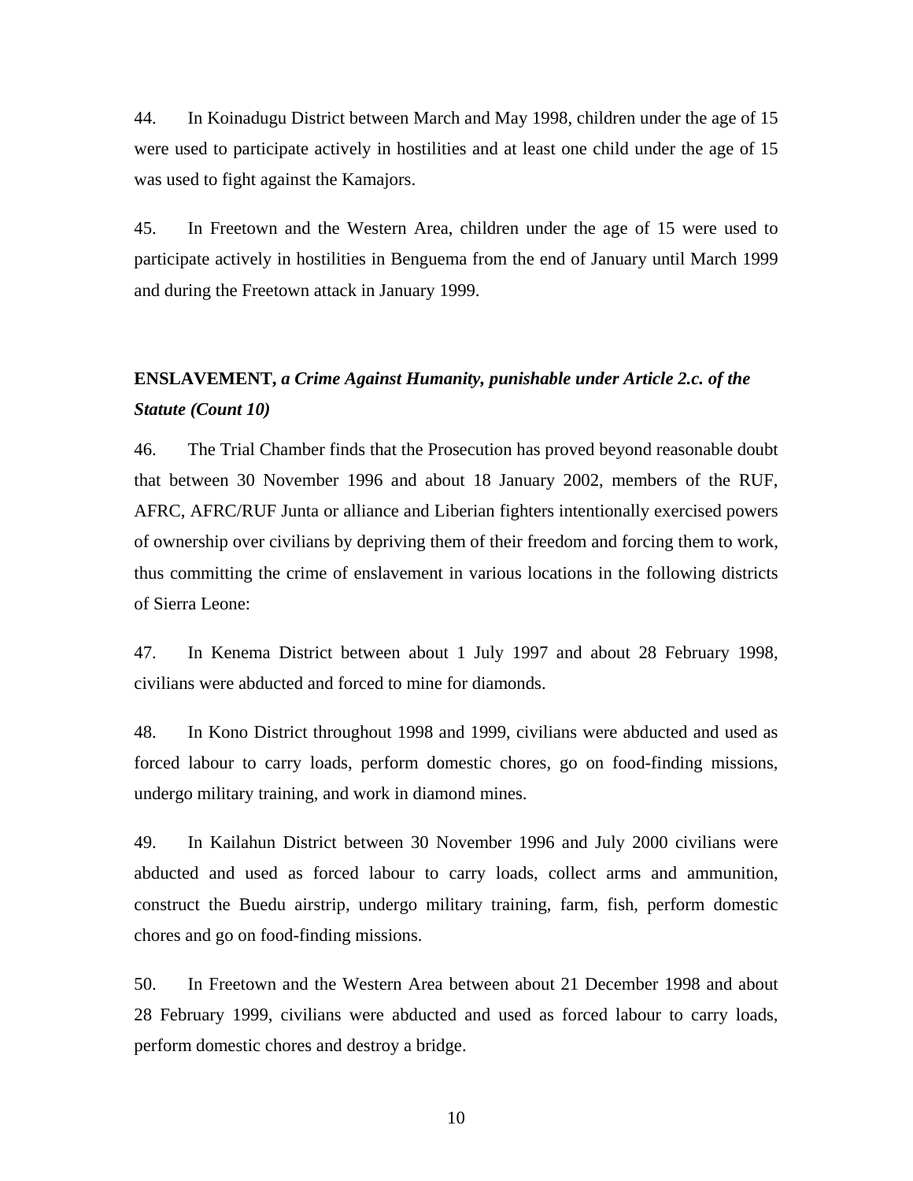44. In Koinadugu District between March and May 1998, children under the age of 15 were used to participate actively in hostilities and at least one child under the age of 15 was used to fight against the Kamajors.

45. In Freetown and the Western Area, children under the age of 15 were used to participate actively in hostilities in Benguema from the end of January until March 1999 and during the Freetown attack in January 1999.

**ENSLAVEMENT,** ***a Crime Against Humanity, punishable under Article 2.c. of the Statute (Count 10)***

46. The Trial Chamber finds that the Prosecution has proved beyond reasonable doubt that between 30 November 1996 and about 18 January 2002, members of the RUF, AFRC, AFRC/RUF Junta or alliance and Liberian fighters intentionally exercised powers of ownership over civilians by depriving them of their freedom and forcing them to work, thus committing the crime of enslavement in various locations in the following districts of Sierra Leone:

47. In Kenema District between about 1 July 1997 and about 28 February 1998, civilians were abducted and forced to mine for diamonds.

48. In Kono District throughout 1998 and 1999, civilians were abducted and used as forced labour to carry loads, perform domestic chores, go on food-finding missions, undergo military training, and work in diamond mines.

49. In Kailahun District between 30 November 1996 and July 2000 civilians were abducted and used as forced labour to carry loads, collect arms and ammunition, construct the Buedu airstrip, undergo military training, farm, fish, perform domestic chores and go on food-finding missions.

50. In Freetown and the Western Area between about 21 December 1998 and about 28 February 1999, civilians were abducted and used as forced labour to carry loads, perform domestic chores and destroy a bridge.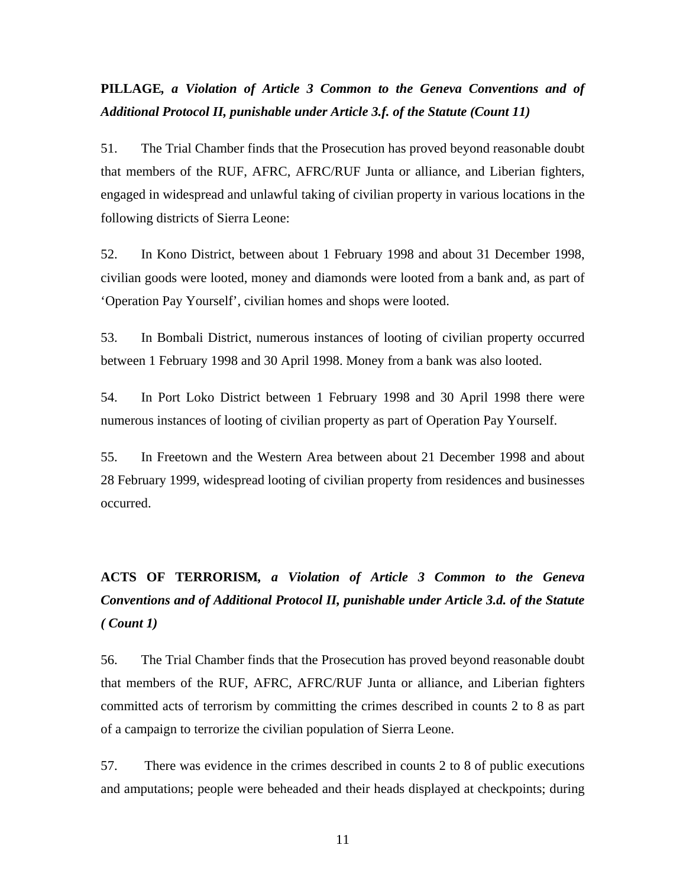**PILLAGE,** ***a Violation of Article 3 Common to the Geneva Conventions and of Additional Protocol II, punishable under Article 3.f. of the Statute (Count 11)***

51. The Trial Chamber finds that the Prosecution has proved beyond reasonable doubt that members of the RUF, AFRC, AFRC/RUF Junta or alliance, and Liberian fighters, engaged in widespread and unlawful taking of civilian property in various locations in the following districts of Sierra Leone:

52. In Kono District, between about 1 February 1998 and about 31 December 1998, civilian goods were looted, money and diamonds were looted from a bank and, as part of 'Operation Pay Yourself', civilian homes and shops were looted.

53. In Bombali District, numerous instances of looting of civilian property occurred between 1 February 1998 and 30 April 1998. Money from a bank was also looted.

54. In Port Loko District between 1 February 1998 and 30 April 1998 there were numerous instances of looting of civilian property as part of Operation Pay Yourself.

55. In Freetown and the Western Area between about 21 December 1998 and about 28 February 1999, widespread looting of civilian property from residences and businesses occurred.

**ACTS OF TERRORISM,** ***a Violation of Article 3 Common to the Geneva Conventions and of Additional Protocol II, punishable under Article 3.d. of the Statute ( Count 1)***

56. The Trial Chamber finds that the Prosecution has proved beyond reasonable doubt that members of the RUF, AFRC, AFRC/RUF Junta or alliance, and Liberian fighters committed acts of terrorism by committing the crimes described in counts 2 to 8 as part of a campaign to terrorize the civilian population of Sierra Leone.

57. There was evidence in the crimes described in counts 2 to 8 of public executions and amputations; people were beheaded and their heads displayed at checkpoints; during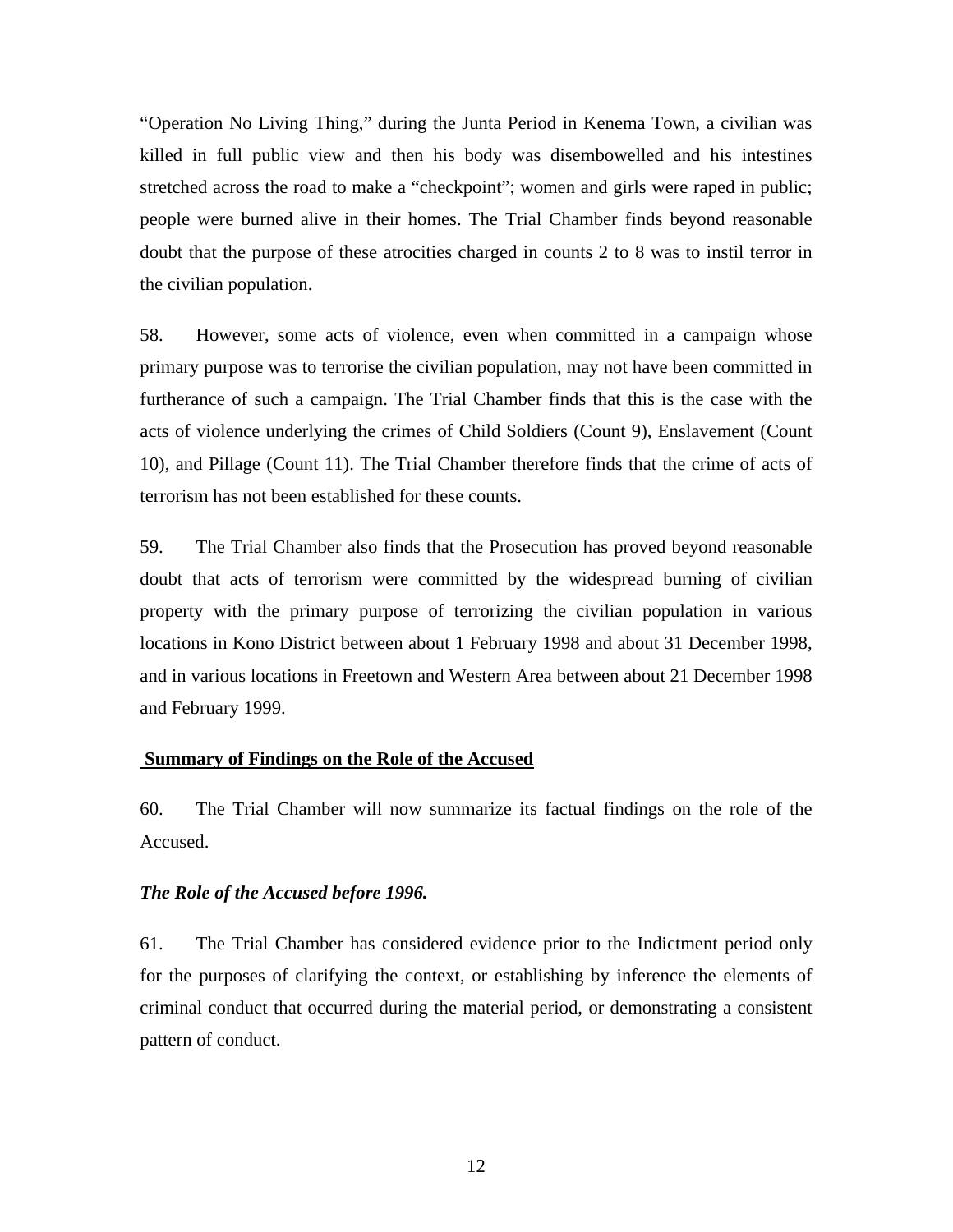"Operation No Living Thing," during the Junta Period in Kenema Town, a civilian was killed in full public view and then his body was disembowelled and his intestines stretched across the road to make a "checkpoint"; women and girls were raped in public; people were burned alive in their homes. The Trial Chamber finds beyond reasonable doubt that the purpose of these atrocities charged in counts 2 to 8 was to instil terror in the civilian population.

58. However, some acts of violence, even when committed in a campaign whose primary purpose was to terrorise the civilian population, may not have been committed in furtherance of such a campaign. The Trial Chamber finds that this is the case with the acts of violence underlying the crimes of Child Soldiers (Count 9), Enslavement (Count 10), and Pillage (Count 11). The Trial Chamber therefore finds that the crime of acts of terrorism has not been established for these counts.

59. The Trial Chamber also finds that the Prosecution has proved beyond reasonable doubt that acts of terrorism were committed by the widespread burning of civilian property with the primary purpose of terrorizing the civilian population in various locations in Kono District between about 1 February 1998 and about 31 December 1998, and in various locations in Freetown and Western Area between about 21 December 1998 and February 1999.

## Summary of Findings on the Role of the Accused

60. The Trial Chamber will now summarize its factual findings on the role of the Accused.

### *The Role of the Accused before 1996.*

61. The Trial Chamber has considered evidence prior to the Indictment period only for the purposes of clarifying the context, or establishing by inference the elements of criminal conduct that occurred during the material period, or demonstrating a consistent pattern of conduct.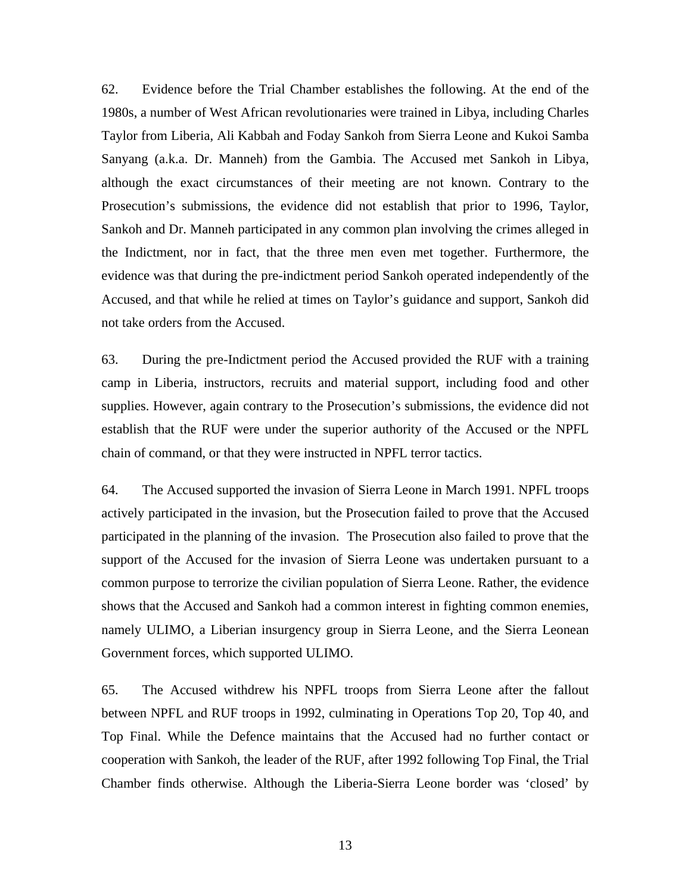62. Evidence before the Trial Chamber establishes the following. At the end of the 1980s, a number of West African revolutionaries were trained in Libya, including Charles Taylor from Liberia, Ali Kabbah and Foday Sankoh from Sierra Leone and Kukoi Samba Sanyang (a.k.a. Dr. Manneh) from the Gambia. The Accused met Sankoh in Libya, although the exact circumstances of their meeting are not known. Contrary to the Prosecution's submissions, the evidence did not establish that prior to 1996, Taylor, Sankoh and Dr. Manneh participated in any common plan involving the crimes alleged in the Indictment, nor in fact, that the three men even met together. Furthermore, the evidence was that during the pre-indictment period Sankoh operated independently of the Accused, and that while he relied at times on Taylor's guidance and support, Sankoh did not take orders from the Accused.

63. During the pre-Indictment period the Accused provided the RUF with a training camp in Liberia, instructors, recruits and material support, including food and other supplies. However, again contrary to the Prosecution's submissions, the evidence did not establish that the RUF were under the superior authority of the Accused or the NPFL chain of command, or that they were instructed in NPFL terror tactics.

64. The Accused supported the invasion of Sierra Leone in March 1991. NPFL troops actively participated in the invasion, but the Prosecution failed to prove that the Accused participated in the planning of the invasion. The Prosecution also failed to prove that the support of the Accused for the invasion of Sierra Leone was undertaken pursuant to a common purpose to terrorize the civilian population of Sierra Leone. Rather, the evidence shows that the Accused and Sankoh had a common interest in fighting common enemies, namely ULIMO, a Liberian insurgency group in Sierra Leone, and the Sierra Leonean Government forces, which supported ULIMO.

65. The Accused withdrew his NPFL troops from Sierra Leone after the fallout between NPFL and RUF troops in 1992, culminating in Operations Top 20, Top 40, and Top Final. While the Defence maintains that the Accused had no further contact or cooperation with Sankoh, the leader of the RUF, after 1992 following Top Final, the Trial Chamber finds otherwise. Although the Liberia-Sierra Leone border was 'closed' by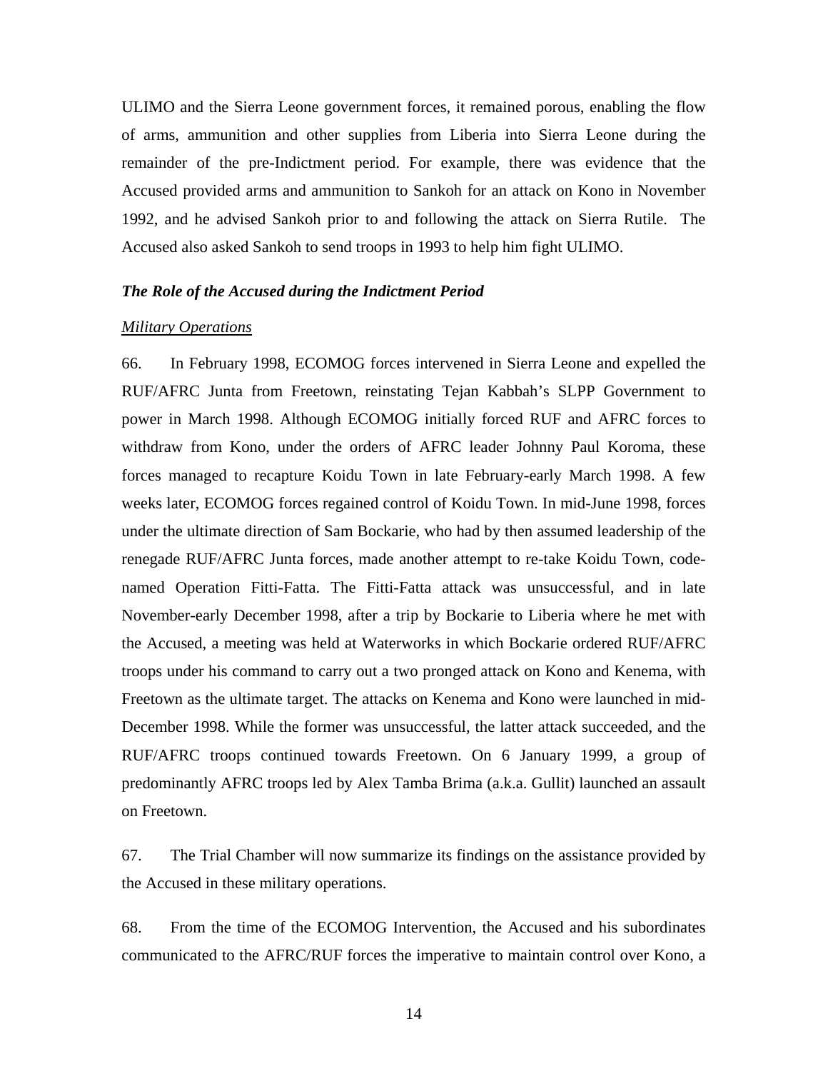ULIMO and the Sierra Leone government forces, it remained porous, enabling the flow of arms, ammunition and other supplies from Liberia into Sierra Leone during the remainder of the pre-Indictment period. For example, there was evidence that the Accused provided arms and ammunition to Sankoh for an attack on Kono in November 1992, and he advised Sankoh prior to and following the attack on Sierra Rutile. The Accused also asked Sankoh to send troops in 1993 to help him fight ULIMO.

***The Role of the Accused during the Indictment Period***

*Military Operations*

66. In February 1998, ECOMOG forces intervened in Sierra Leone and expelled the RUF/AFRC Junta from Freetown, reinstating Tejan Kabbah's SLPP Government to power in March 1998. Although ECOMOG initially forced RUF and AFRC forces to withdraw from Kono, under the orders of AFRC leader Johnny Paul Koroma, these forces managed to recapture Koidu Town in late February-early March 1998. A few weeks later, ECOMOG forces regained control of Koidu Town. In mid-June 1998, forces under the ultimate direction of Sam Bockarie, who had by then assumed leadership of the renegade RUF/AFRC Junta forces, made another attempt to re-take Koidu Town, code-named Operation Fitti-Fatta. The Fitti-Fatta attack was unsuccessful, and in late November-early December 1998, after a trip by Bockarie to Liberia where he met with the Accused, a meeting was held at Waterworks in which Bockarie ordered RUF/AFRC troops under his command to carry out a two pronged attack on Kono and Kenema, with Freetown as the ultimate target. The attacks on Kenema and Kono were launched in mid-December 1998. While the former was unsuccessful, the latter attack succeeded, and the RUF/AFRC troops continued towards Freetown. On 6 January 1999, a group of predominantly AFRC troops led by Alex Tamba Brima (a.k.a. Gullit) launched an assault on Freetown.

67. The Trial Chamber will now summarize its findings on the assistance provided by the Accused in these military operations.

68. From the time of the ECOMOG Intervention, the Accused and his subordinates communicated to the AFRC/RUF forces the imperative to maintain control over Kono, a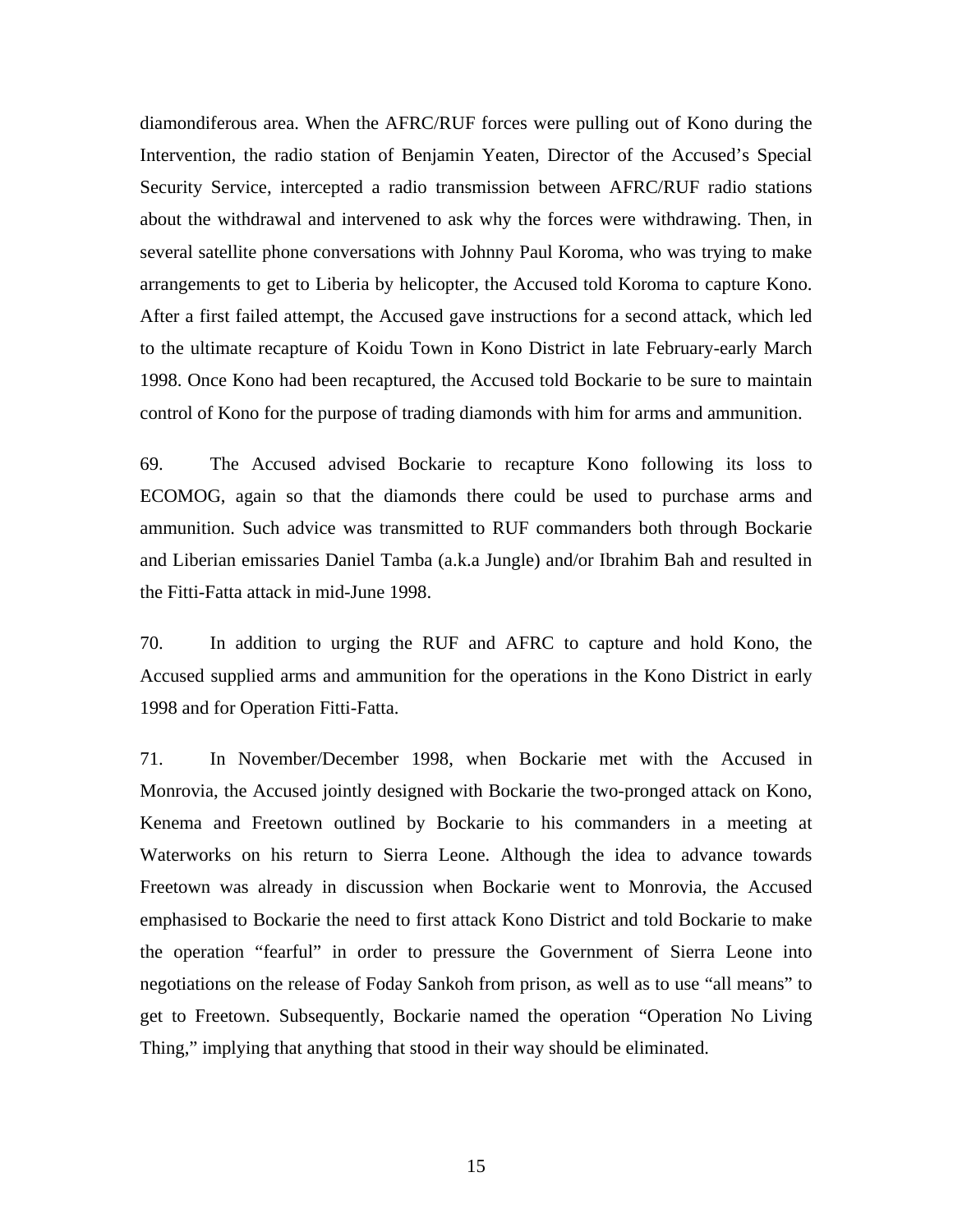diamondiferous area. When the AFRC/RUF forces were pulling out of Kono during the Intervention, the radio station of Benjamin Yeaten, Director of the Accused's Special Security Service, intercepted a radio transmission between AFRC/RUF radio stations about the withdrawal and intervened to ask why the forces were withdrawing. Then, in several satellite phone conversations with Johnny Paul Koroma, who was trying to make arrangements to get to Liberia by helicopter, the Accused told Koroma to capture Kono. After a first failed attempt, the Accused gave instructions for a second attack, which led to the ultimate recapture of Koidu Town in Kono District in late February-early March 1998. Once Kono had been recaptured, the Accused told Bockarie to be sure to maintain control of Kono for the purpose of trading diamonds with him for arms and ammunition.

69. The Accused advised Bockarie to recapture Kono following its loss to ECOMOG, again so that the diamonds there could be used to purchase arms and ammunition. Such advice was transmitted to RUF commanders both through Bockarie and Liberian emissaries Daniel Tamba (a.k.a Jungle) and/or Ibrahim Bah and resulted in the Fitti-Fatta attack in mid-June 1998.

70. In addition to urging the RUF and AFRC to capture and hold Kono, the Accused supplied arms and ammunition for the operations in the Kono District in early 1998 and for Operation Fitti-Fatta.

71. In November/December 1998, when Bockarie met with the Accused in Monrovia, the Accused jointly designed with Bockarie the two-pronged attack on Kono, Kenema and Freetown outlined by Bockarie to his commanders in a meeting at Waterworks on his return to Sierra Leone. Although the idea to advance towards Freetown was already in discussion when Bockarie went to Monrovia, the Accused emphasised to Bockarie the need to first attack Kono District and told Bockarie to make the operation "fearful" in order to pressure the Government of Sierra Leone into negotiations on the release of Foday Sankoh from prison, as well as to use "all means" to get to Freetown. Subsequently, Bockarie named the operation "Operation No Living Thing," implying that anything that stood in their way should be eliminated.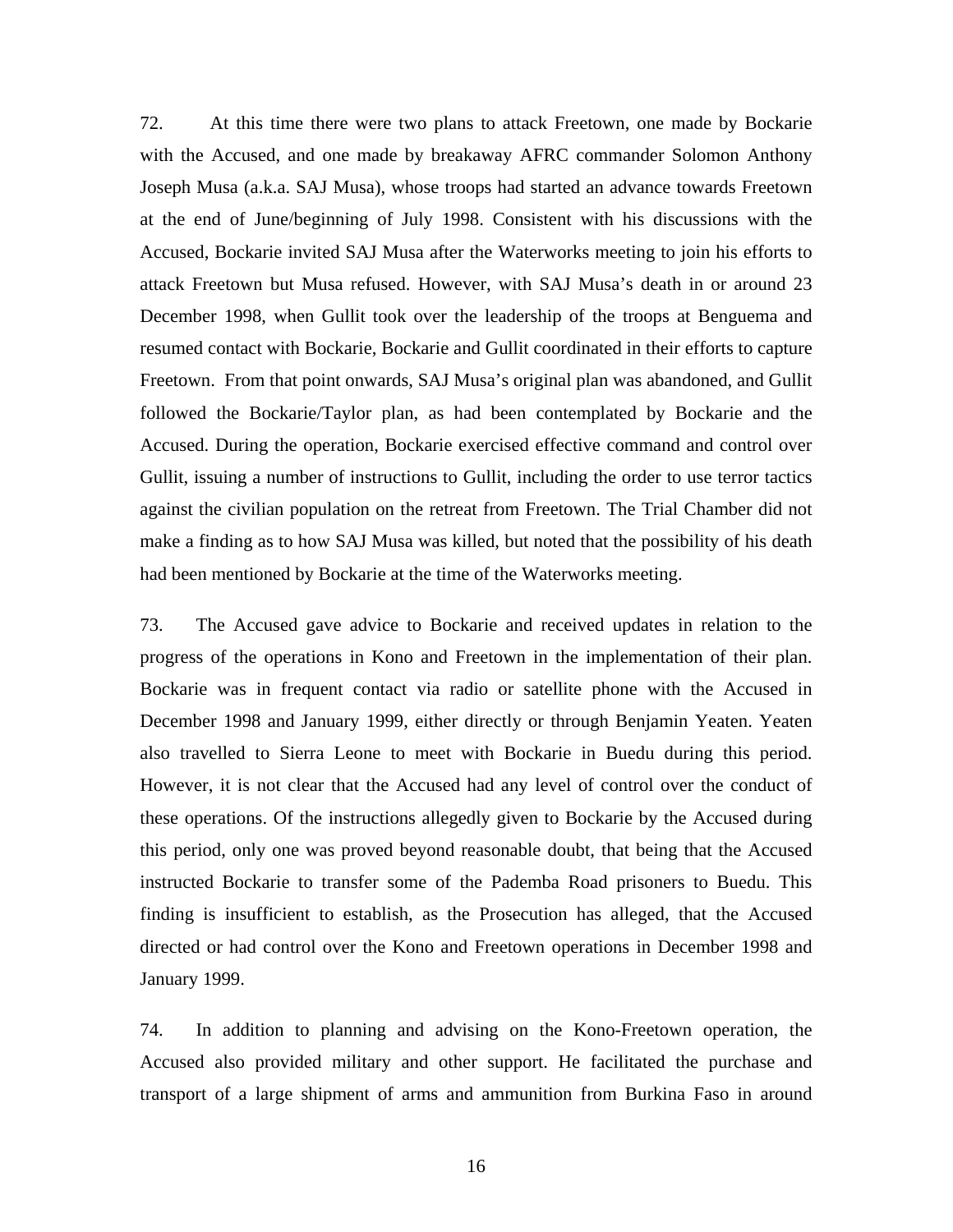72. At this time there were two plans to attack Freetown, one made by Bockarie with the Accused, and one made by breakaway AFRC commander Solomon Anthony Joseph Musa (a.k.a. SAJ Musa), whose troops had started an advance towards Freetown at the end of June/beginning of July 1998. Consistent with his discussions with the Accused, Bockarie invited SAJ Musa after the Waterworks meeting to join his efforts to attack Freetown but Musa refused. However, with SAJ Musa's death in or around 23 December 1998, when Gullit took over the leadership of the troops at Benguema and resumed contact with Bockarie, Bockarie and Gullit coordinated in their efforts to capture Freetown. From that point onwards, SAJ Musa's original plan was abandoned, and Gullit followed the Bockarie/Taylor plan, as had been contemplated by Bockarie and the Accused. During the operation, Bockarie exercised effective command and control over Gullit, issuing a number of instructions to Gullit, including the order to use terror tactics against the civilian population on the retreat from Freetown. The Trial Chamber did not make a finding as to how SAJ Musa was killed, but noted that the possibility of his death had been mentioned by Bockarie at the time of the Waterworks meeting.

73. The Accused gave advice to Bockarie and received updates in relation to the progress of the operations in Kono and Freetown in the implementation of their plan. Bockarie was in frequent contact via radio or satellite phone with the Accused in December 1998 and January 1999, either directly or through Benjamin Yeaten. Yeaten also travelled to Sierra Leone to meet with Bockarie in Buedu during this period. However, it is not clear that the Accused had any level of control over the conduct of these operations. Of the instructions allegedly given to Bockarie by the Accused during this period, only one was proved beyond reasonable doubt, that being that the Accused instructed Bockarie to transfer some of the Pademba Road prisoners to Buedu. This finding is insufficient to establish, as the Prosecution has alleged, that the Accused directed or had control over the Kono and Freetown operations in December 1998 and January 1999.

74. In addition to planning and advising on the Kono-Freetown operation, the Accused also provided military and other support. He facilitated the purchase and transport of a large shipment of arms and ammunition from Burkina Faso in around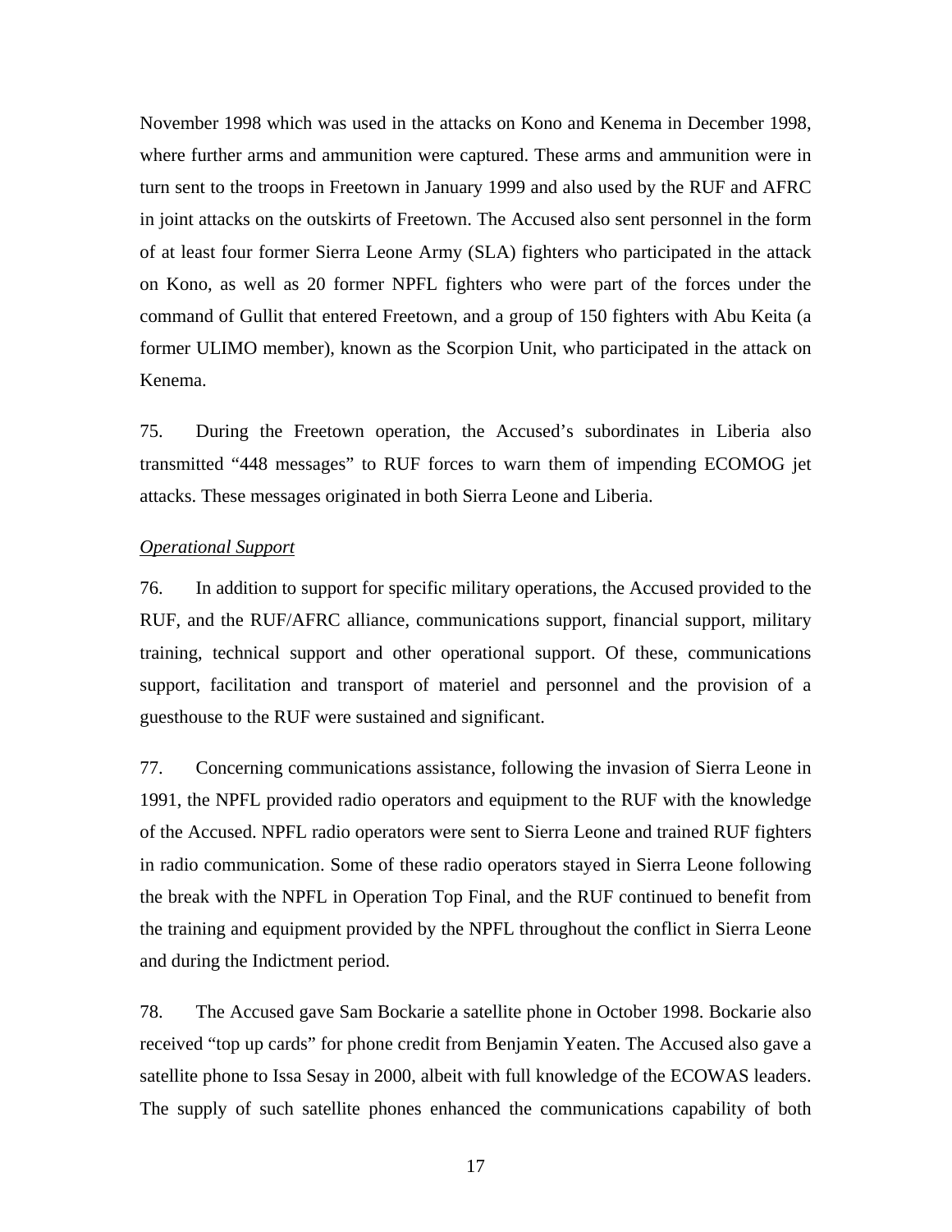November 1998 which was used in the attacks on Kono and Kenema in December 1998, where further arms and ammunition were captured. These arms and ammunition were in turn sent to the troops in Freetown in January 1999 and also used by the RUF and AFRC in joint attacks on the outskirts of Freetown. The Accused also sent personnel in the form of at least four former Sierra Leone Army (SLA) fighters who participated in the attack on Kono, as well as 20 former NPFL fighters who were part of the forces under the command of Gullit that entered Freetown, and a group of 150 fighters with Abu Keita (a former ULIMO member), known as the Scorpion Unit, who participated in the attack on Kenema.

75. During the Freetown operation, the Accused's subordinates in Liberia also transmitted "448 messages" to RUF forces to warn them of impending ECOMOG jet attacks. These messages originated in both Sierra Leone and Liberia.

*Operational Support*

76. In addition to support for specific military operations, the Accused provided to the RUF, and the RUF/AFRC alliance, communications support, financial support, military training, technical support and other operational support. Of these, communications support, facilitation and transport of materiel and personnel and the provision of a guesthouse to the RUF were sustained and significant.

77. Concerning communications assistance, following the invasion of Sierra Leone in 1991, the NPFL provided radio operators and equipment to the RUF with the knowledge of the Accused. NPFL radio operators were sent to Sierra Leone and trained RUF fighters in radio communication. Some of these radio operators stayed in Sierra Leone following the break with the NPFL in Operation Top Final, and the RUF continued to benefit from the training and equipment provided by the NPFL throughout the conflict in Sierra Leone and during the Indictment period.

78. The Accused gave Sam Bockarie a satellite phone in October 1998. Bockarie also received "top up cards" for phone credit from Benjamin Yeaten. The Accused also gave a satellite phone to Issa Sesay in 2000, albeit with full knowledge of the ECOWAS leaders. The supply of such satellite phones enhanced the communications capability of both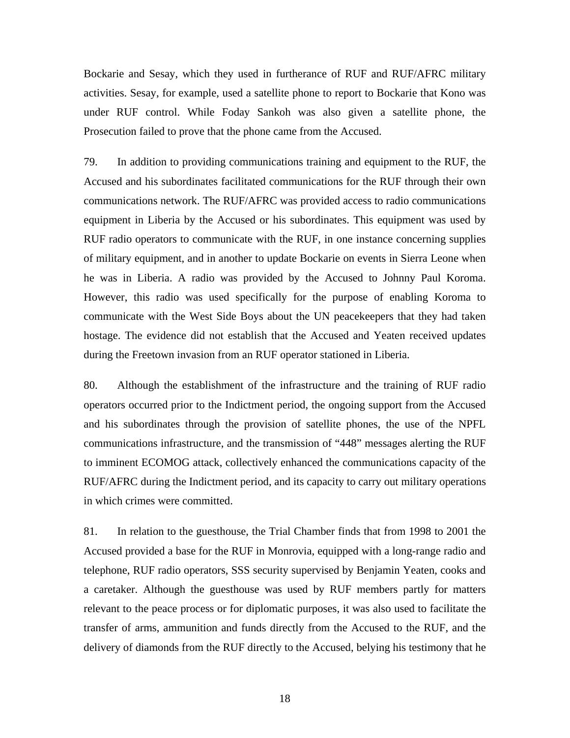Bockarie and Sesay, which they used in furtherance of RUF and RUF/AFRC military activities. Sesay, for example, used a satellite phone to report to Bockarie that Kono was under RUF control. While Foday Sankoh was also given a satellite phone, the Prosecution failed to prove that the phone came from the Accused.

79. In addition to providing communications training and equipment to the RUF, the Accused and his subordinates facilitated communications for the RUF through their own communications network. The RUF/AFRC was provided access to radio communications equipment in Liberia by the Accused or his subordinates. This equipment was used by RUF radio operators to communicate with the RUF, in one instance concerning supplies of military equipment, and in another to update Bockarie on events in Sierra Leone when he was in Liberia. A radio was provided by the Accused to Johnny Paul Koroma. However, this radio was used specifically for the purpose of enabling Koroma to communicate with the West Side Boys about the UN peacekeepers that they had taken hostage. The evidence did not establish that the Accused and Yeaten received updates during the Freetown invasion from an RUF operator stationed in Liberia.

80. Although the establishment of the infrastructure and the training of RUF radio operators occurred prior to the Indictment period, the ongoing support from the Accused and his subordinates through the provision of satellite phones, the use of the NPFL communications infrastructure, and the transmission of "448" messages alerting the RUF to imminent ECOMOG attack, collectively enhanced the communications capacity of the RUF/AFRC during the Indictment period, and its capacity to carry out military operations in which crimes were committed.

81. In relation to the guesthouse, the Trial Chamber finds that from 1998 to 2001 the Accused provided a base for the RUF in Monrovia, equipped with a long-range radio and telephone, RUF radio operators, SSS security supervised by Benjamin Yeaten, cooks and a caretaker. Although the guesthouse was used by RUF members partly for matters relevant to the peace process or for diplomatic purposes, it was also used to facilitate the transfer of arms, ammunition and funds directly from the Accused to the RUF, and the delivery of diamonds from the RUF directly to the Accused, belying his testimony that he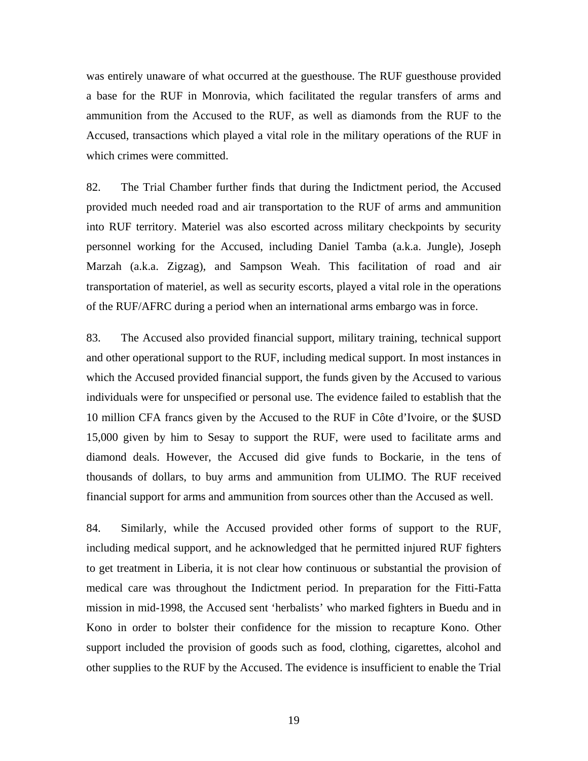was entirely unaware of what occurred at the guesthouse. The RUF guesthouse provided a base for the RUF in Monrovia, which facilitated the regular transfers of arms and ammunition from the Accused to the RUF, as well as diamonds from the RUF to the Accused, transactions which played a vital role in the military operations of the RUF in which crimes were committed.

82. The Trial Chamber further finds that during the Indictment period, the Accused provided much needed road and air transportation to the RUF of arms and ammunition into RUF territory. Materiel was also escorted across military checkpoints by security personnel working for the Accused, including Daniel Tamba (a.k.a. Jungle), Joseph Marzah (a.k.a. Zigzag), and Sampson Weah. This facilitation of road and air transportation of materiel, as well as security escorts, played a vital role in the operations of the RUF/AFRC during a period when an international arms embargo was in force.

83. The Accused also provided financial support, military training, technical support and other operational support to the RUF, including medical support. In most instances in which the Accused provided financial support, the funds given by the Accused to various individuals were for unspecified or personal use. The evidence failed to establish that the 10 million CFA francs given by the Accused to the RUF in Côte d'Ivoire, or the $USD 15,000 given by him to Sesay to support the RUF, were used to facilitate arms and diamond deals. However, the Accused did give funds to Bockarie, in the tens of thousands of dollars, to buy arms and ammunition from ULIMO. The RUF received financial support for arms and ammunition from sources other than the Accused as well.

84. Similarly, while the Accused provided other forms of support to the RUF, including medical support, and he acknowledged that he permitted injured RUF fighters to get treatment in Liberia, it is not clear how continuous or substantial the provision of medical care was throughout the Indictment period. In preparation for the Fitti-Fatta mission in mid-1998, the Accused sent 'herbalists' who marked fighters in Buedu and in Kono in order to bolster their confidence for the mission to recapture Kono. Other support included the provision of goods such as food, clothing, cigarettes, alcohol and other supplies to the RUF by the Accused. The evidence is insufficient to enable the Trial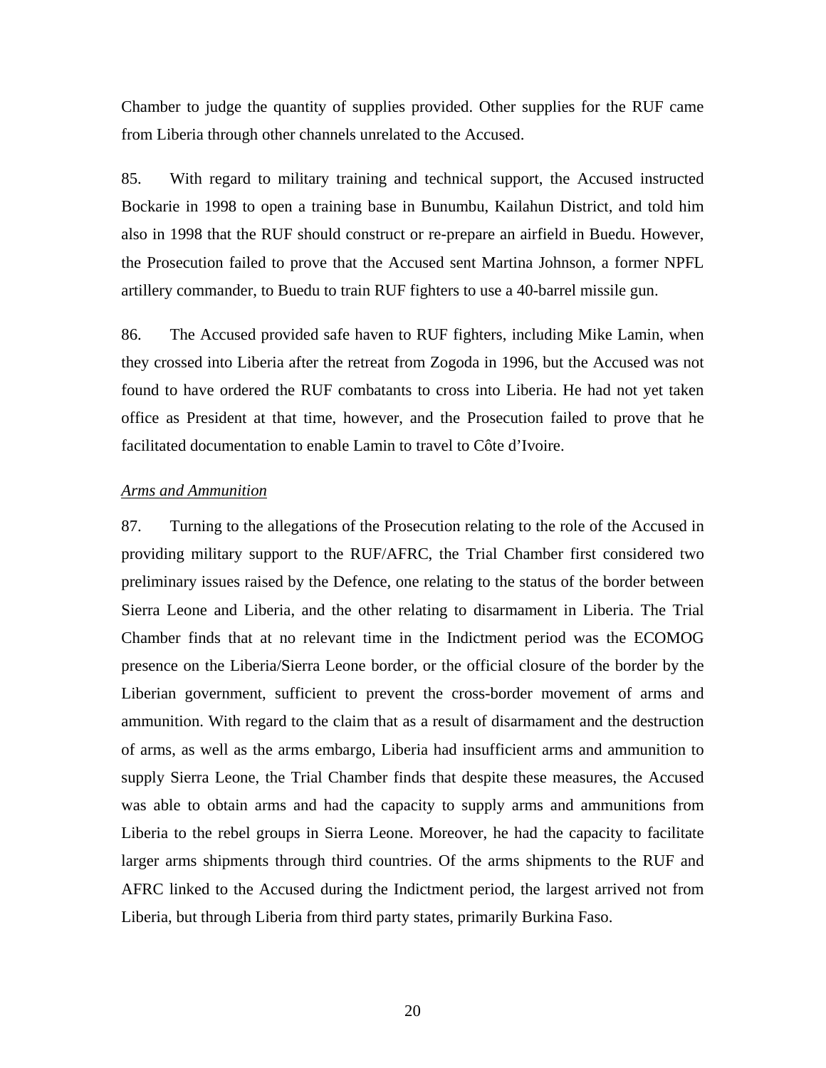Chamber to judge the quantity of supplies provided. Other supplies for the RUF came from Liberia through other channels unrelated to the Accused.

85. With regard to military training and technical support, the Accused instructed Bockarie in 1998 to open a training base in Bunumbu, Kailahun District, and told him also in 1998 that the RUF should construct or re-prepare an airfield in Buedu. However, the Prosecution failed to prove that the Accused sent Martina Johnson, a former NPFL artillery commander, to Buedu to train RUF fighters to use a 40-barrel missile gun.

86. The Accused provided safe haven to RUF fighters, including Mike Lamin, when they crossed into Liberia after the retreat from Zogoda in 1996, but the Accused was not found to have ordered the RUF combatants to cross into Liberia. He had not yet taken office as President at that time, however, and the Prosecution failed to prove that he facilitated documentation to enable Lamin to travel to Côte d'Ivoire.

*Arms and Ammunition*

87. Turning to the allegations of the Prosecution relating to the role of the Accused in providing military support to the RUF/AFRC, the Trial Chamber first considered two preliminary issues raised by the Defence, one relating to the status of the border between Sierra Leone and Liberia, and the other relating to disarmament in Liberia. The Trial Chamber finds that at no relevant time in the Indictment period was the ECOMOG presence on the Liberia/Sierra Leone border, or the official closure of the border by the Liberian government, sufficient to prevent the cross-border movement of arms and ammunition. With regard to the claim that as a result of disarmament and the destruction of arms, as well as the arms embargo, Liberia had insufficient arms and ammunition to supply Sierra Leone, the Trial Chamber finds that despite these measures, the Accused was able to obtain arms and had the capacity to supply arms and ammunitions from Liberia to the rebel groups in Sierra Leone. Moreover, he had the capacity to facilitate larger arms shipments through third countries. Of the arms shipments to the RUF and AFRC linked to the Accused during the Indictment period, the largest arrived not from Liberia, but through Liberia from third party states, primarily Burkina Faso.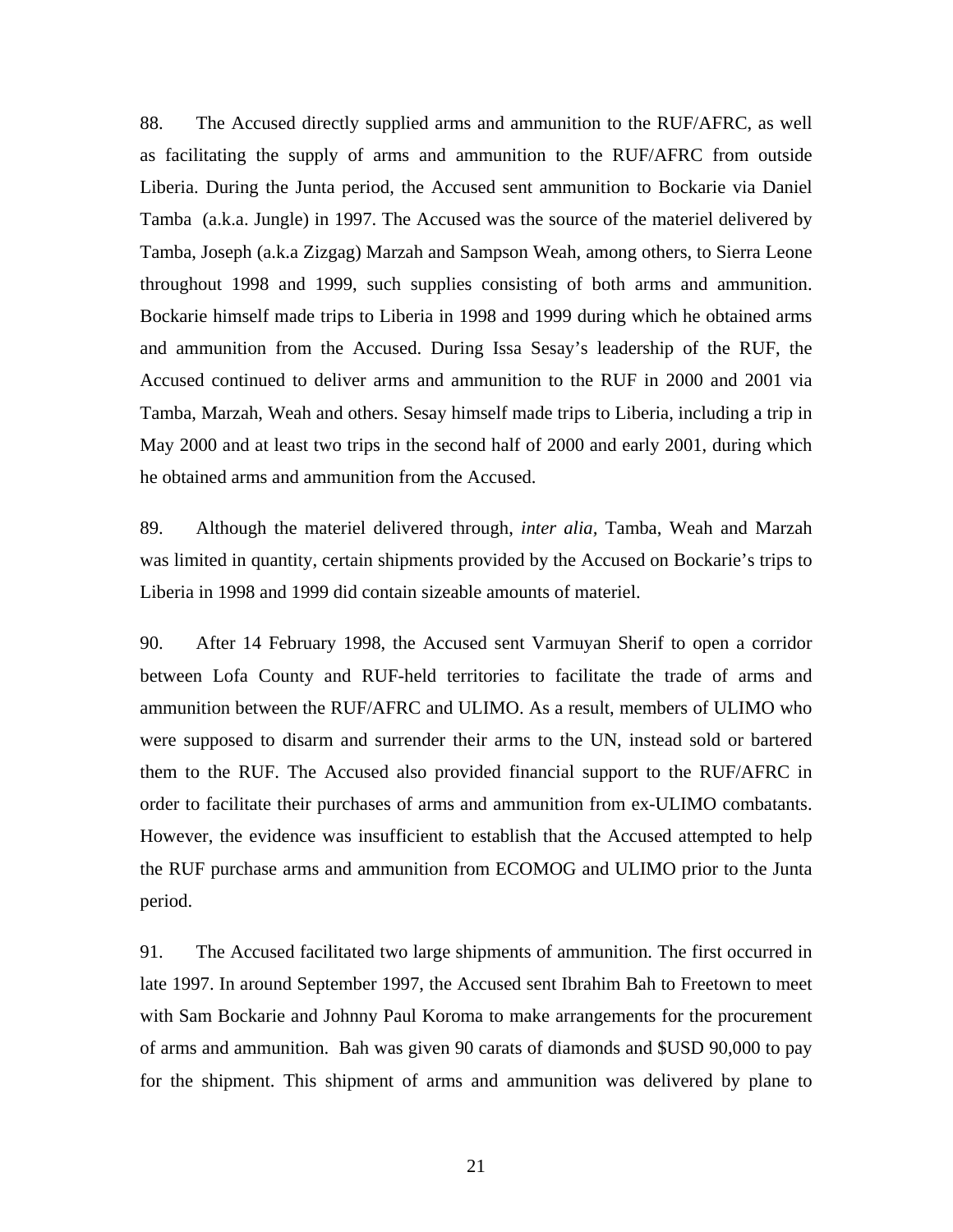88. The Accused directly supplied arms and ammunition to the RUF/AFRC, as well as facilitating the supply of arms and ammunition to the RUF/AFRC from outside Liberia. During the Junta period, the Accused sent ammunition to Bockarie via Daniel Tamba (a.k.a. Jungle) in 1997. The Accused was the source of the materiel delivered by Tamba, Joseph (a.k.a Zizgag) Marzah and Sampson Weah, among others, to Sierra Leone throughout 1998 and 1999, such supplies consisting of both arms and ammunition. Bockarie himself made trips to Liberia in 1998 and 1999 during which he obtained arms and ammunition from the Accused. During Issa Sesay's leadership of the RUF, the Accused continued to deliver arms and ammunition to the RUF in 2000 and 2001 via Tamba, Marzah, Weah and others. Sesay himself made trips to Liberia, including a trip in May 2000 and at least two trips in the second half of 2000 and early 2001, during which he obtained arms and ammunition from the Accused.

89. Although the materiel delivered through, *inter alia*, Tamba, Weah and Marzah was limited in quantity, certain shipments provided by the Accused on Bockarie's trips to Liberia in 1998 and 1999 did contain sizeable amounts of materiel.

90. After 14 February 1998, the Accused sent Varmuyan Sherif to open a corridor between Lofa County and RUF-held territories to facilitate the trade of arms and ammunition between the RUF/AFRC and ULIMO. As a result, members of ULIMO who were supposed to disarm and surrender their arms to the UN, instead sold or bartered them to the RUF. The Accused also provided financial support to the RUF/AFRC in order to facilitate their purchases of arms and ammunition from ex-ULIMO combatants. However, the evidence was insufficient to establish that the Accused attempted to help the RUF purchase arms and ammunition from ECOMOG and ULIMO prior to the Junta period.

91. The Accused facilitated two large shipments of ammunition. The first occurred in late 1997. In around September 1997, the Accused sent Ibrahim Bah to Freetown to meet with Sam Bockarie and Johnny Paul Koroma to make arrangements for the procurement of arms and ammunition. Bah was given 90 carats of diamonds and $USD 90,000 to pay for the shipment. This shipment of arms and ammunition was delivered by plane to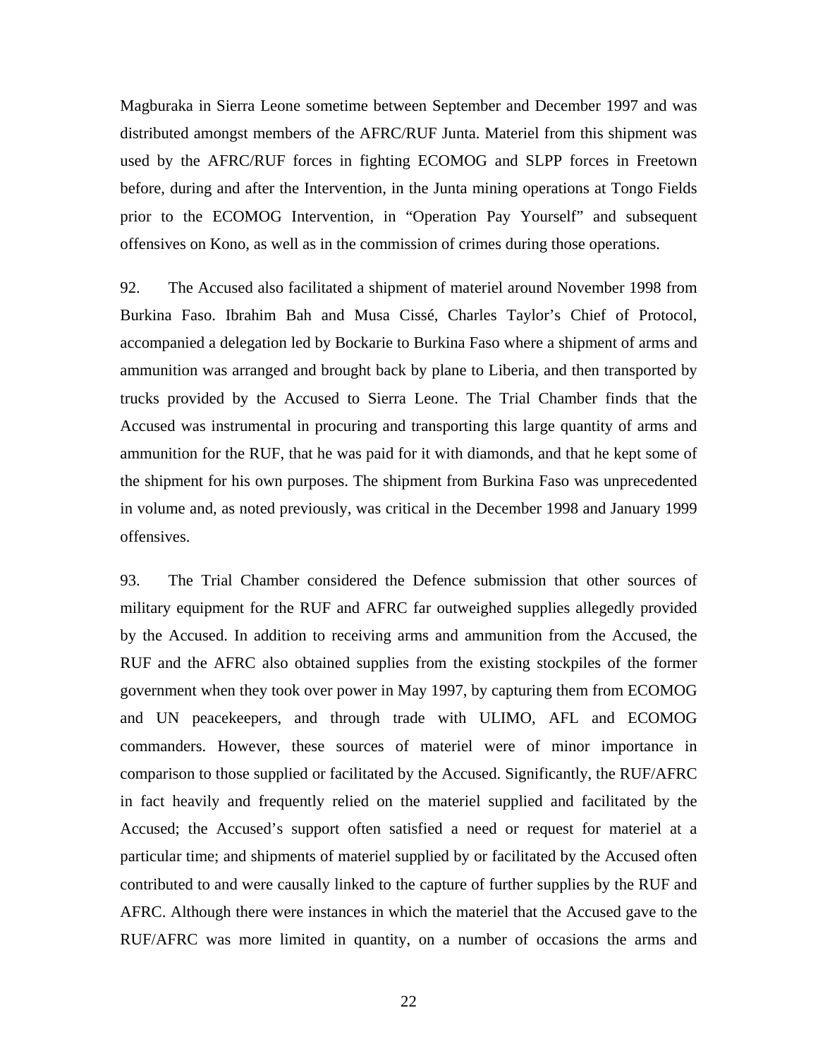Magburaka in Sierra Leone sometime between September and December 1997 and was distributed amongst members of the AFRC/RUF Junta. Materiel from this shipment was used by the AFRC/RUF forces in fighting ECOMOG and SLPP forces in Freetown before, during and after the Intervention, in the Junta mining operations at Tongo Fields prior to the ECOMOG Intervention, in "Operation Pay Yourself" and subsequent offensives on Kono, as well as in the commission of crimes during those operations.

92. The Accused also facilitated a shipment of materiel around November 1998 from Burkina Faso. Ibrahim Bah and Musa Cissé, Charles Taylor's Chief of Protocol, accompanied a delegation led by Bockarie to Burkina Faso where a shipment of arms and ammunition was arranged and brought back by plane to Liberia, and then transported by trucks provided by the Accused to Sierra Leone. The Trial Chamber finds that the Accused was instrumental in procuring and transporting this large quantity of arms and ammunition for the RUF, that he was paid for it with diamonds, and that he kept some of the shipment for his own purposes. The shipment from Burkina Faso was unprecedented in volume and, as noted previously, was critical in the December 1998 and January 1999 offensives.

93. The Trial Chamber considered the Defence submission that other sources of military equipment for the RUF and AFRC far outweighed supplies allegedly provided by the Accused. In addition to receiving arms and ammunition from the Accused, the RUF and the AFRC also obtained supplies from the existing stockpiles of the former government when they took over power in May 1997, by capturing them from ECOMOG and UN peacekeepers, and through trade with ULIMO, AFL and ECOMOG commanders. However, these sources of materiel were of minor importance in comparison to those supplied or facilitated by the Accused. Significantly, the RUF/AFRC in fact heavily and frequently relied on the materiel supplied and facilitated by the Accused; the Accused's support often satisfied a need or request for materiel at a particular time; and shipments of materiel supplied by or facilitated by the Accused often contributed to and were causally linked to the capture of further supplies by the RUF and AFRC. Although there were instances in which the materiel that the Accused gave to the RUF/AFRC was more limited in quantity, on a number of occasions the arms and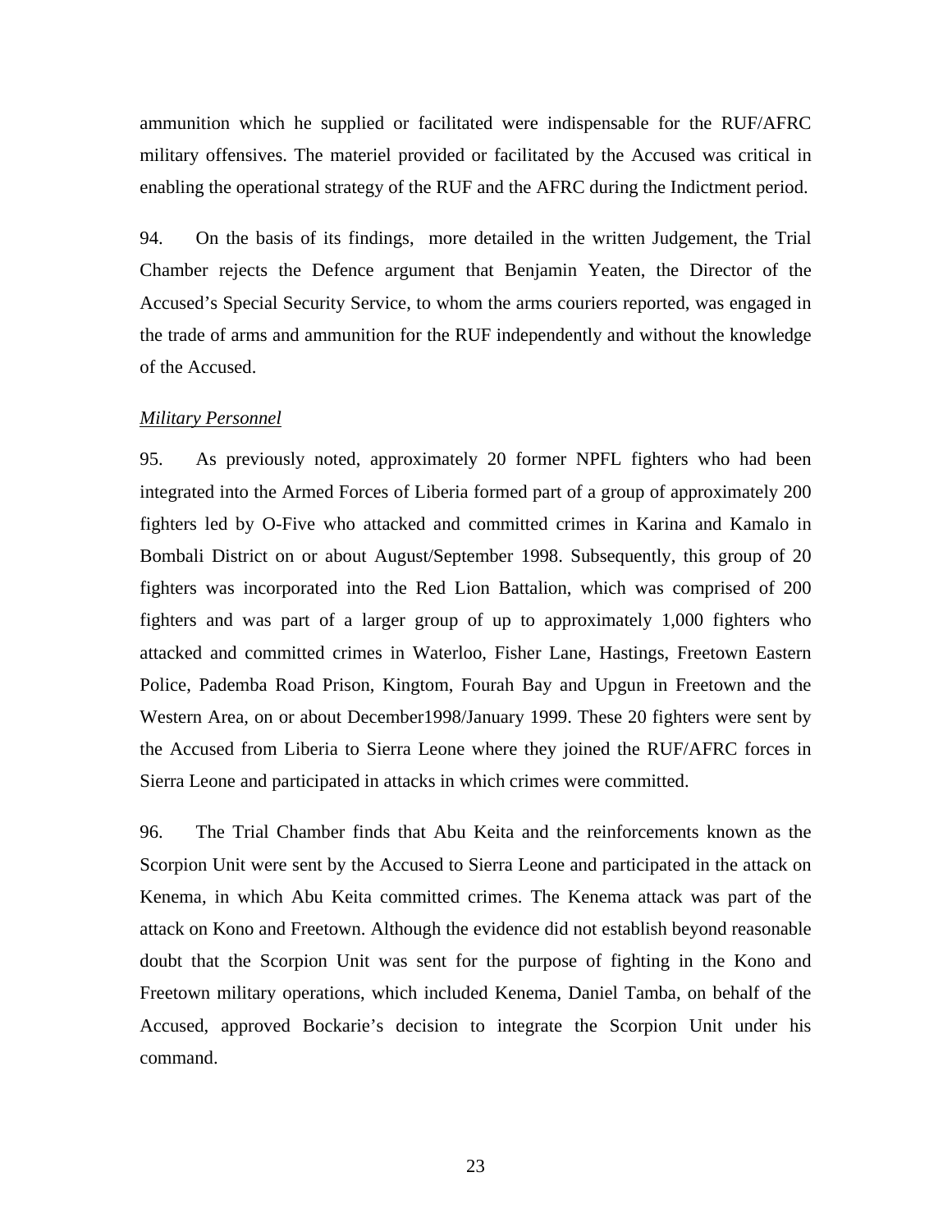ammunition which he supplied or facilitated were indispensable for the RUF/AFRC military offensives. The materiel provided or facilitated by the Accused was critical in enabling the operational strategy of the RUF and the AFRC during the Indictment period.

94. On the basis of its findings, more detailed in the written Judgement, the Trial Chamber rejects the Defence argument that Benjamin Yeaten, the Director of the Accused's Special Security Service, to whom the arms couriers reported, was engaged in the trade of arms and ammunition for the RUF independently and without the knowledge of the Accused.

*Military Personnel*

95. As previously noted, approximately 20 former NPFL fighters who had been integrated into the Armed Forces of Liberia formed part of a group of approximately 200 fighters led by O-Five who attacked and committed crimes in Karina and Kamalo in Bombali District on or about August/September 1998. Subsequently, this group of 20 fighters was incorporated into the Red Lion Battalion, which was comprised of 200 fighters and was part of a larger group of up to approximately 1,000 fighters who attacked and committed crimes in Waterloo, Fisher Lane, Hastings, Freetown Eastern Police, Pademba Road Prison, Kingtom, Fourah Bay and Upgun in Freetown and the Western Area, on or about December1998/January 1999. These 20 fighters were sent by the Accused from Liberia to Sierra Leone where they joined the RUF/AFRC forces in Sierra Leone and participated in attacks in which crimes were committed.

96. The Trial Chamber finds that Abu Keita and the reinforcements known as the Scorpion Unit were sent by the Accused to Sierra Leone and participated in the attack on Kenema, in which Abu Keita committed crimes. The Kenema attack was part of the attack on Kono and Freetown. Although the evidence did not establish beyond reasonable doubt that the Scorpion Unit was sent for the purpose of fighting in the Kono and Freetown military operations, which included Kenema, Daniel Tamba, on behalf of the Accused, approved Bockarie's decision to integrate the Scorpion Unit under his command.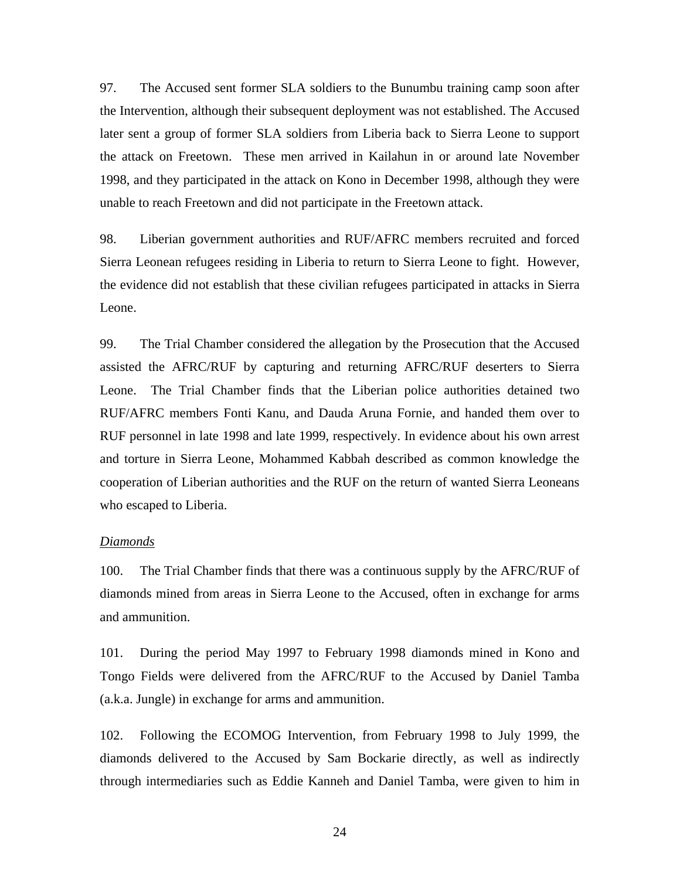97. The Accused sent former SLA soldiers to the Bunumbu training camp soon after the Intervention, although their subsequent deployment was not established. The Accused later sent a group of former SLA soldiers from Liberia back to Sierra Leone to support the attack on Freetown. These men arrived in Kailahun in or around late November 1998, and they participated in the attack on Kono in December 1998, although they were unable to reach Freetown and did not participate in the Freetown attack.

98. Liberian government authorities and RUF/AFRC members recruited and forced Sierra Leonean refugees residing in Liberia to return to Sierra Leone to fight. However, the evidence did not establish that these civilian refugees participated in attacks in Sierra Leone.

99. The Trial Chamber considered the allegation by the Prosecution that the Accused assisted the AFRC/RUF by capturing and returning AFRC/RUF deserters to Sierra Leone. The Trial Chamber finds that the Liberian police authorities detained two RUF/AFRC members Fonti Kanu, and Dauda Aruna Fornie, and handed them over to RUF personnel in late 1998 and late 1999, respectively. In evidence about his own arrest and torture in Sierra Leone, Mohammed Kabbah described as common knowledge the cooperation of Liberian authorities and the RUF on the return of wanted Sierra Leoneans who escaped to Liberia.

*Diamonds*

100. The Trial Chamber finds that there was a continuous supply by the AFRC/RUF of diamonds mined from areas in Sierra Leone to the Accused, often in exchange for arms and ammunition.

101. During the period May 1997 to February 1998 diamonds mined in Kono and Tongo Fields were delivered from the AFRC/RUF to the Accused by Daniel Tamba (a.k.a. Jungle) in exchange for arms and ammunition.

102. Following the ECOMOG Intervention, from February 1998 to July 1999, the diamonds delivered to the Accused by Sam Bockarie directly, as well as indirectly through intermediaries such as Eddie Kanneh and Daniel Tamba, were given to him in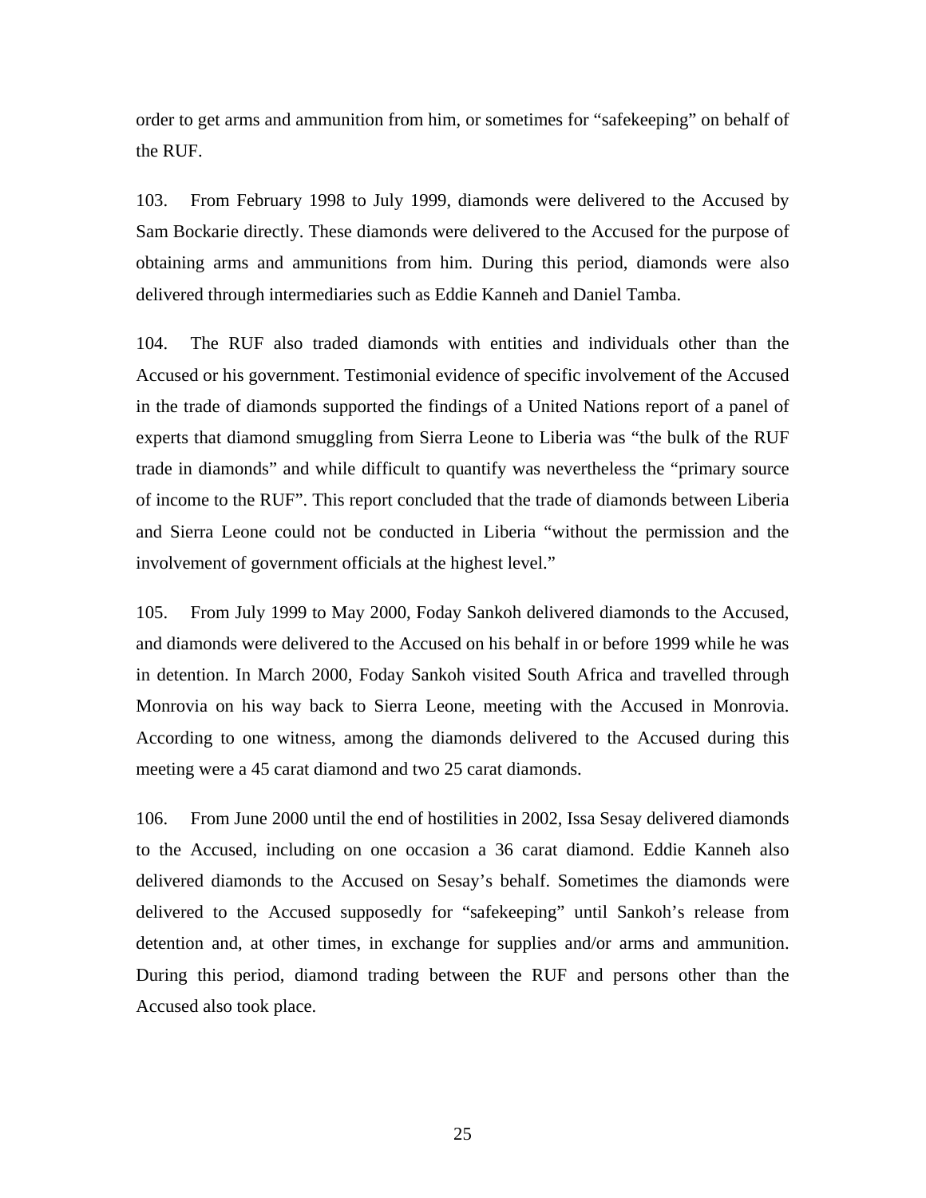order to get arms and ammunition from him, or sometimes for "safekeeping" on behalf of the RUF.

103. From February 1998 to July 1999, diamonds were delivered to the Accused by Sam Bockarie directly. These diamonds were delivered to the Accused for the purpose of obtaining arms and ammunitions from him. During this period, diamonds were also delivered through intermediaries such as Eddie Kanneh and Daniel Tamba.

104. The RUF also traded diamonds with entities and individuals other than the Accused or his government. Testimonial evidence of specific involvement of the Accused in the trade of diamonds supported the findings of a United Nations report of a panel of experts that diamond smuggling from Sierra Leone to Liberia was "the bulk of the RUF trade in diamonds" and while difficult to quantify was nevertheless the "primary source of income to the RUF". This report concluded that the trade of diamonds between Liberia and Sierra Leone could not be conducted in Liberia "without the permission and the involvement of government officials at the highest level."

105. From July 1999 to May 2000, Foday Sankoh delivered diamonds to the Accused, and diamonds were delivered to the Accused on his behalf in or before 1999 while he was in detention. In March 2000, Foday Sankoh visited South Africa and travelled through Monrovia on his way back to Sierra Leone, meeting with the Accused in Monrovia. According to one witness, among the diamonds delivered to the Accused during this meeting were a 45 carat diamond and two 25 carat diamonds.

106. From June 2000 until the end of hostilities in 2002, Issa Sesay delivered diamonds to the Accused, including on one occasion a 36 carat diamond. Eddie Kanneh also delivered diamonds to the Accused on Sesay's behalf. Sometimes the diamonds were delivered to the Accused supposedly for "safekeeping" until Sankoh's release from detention and, at other times, in exchange for supplies and/or arms and ammunition. During this period, diamond trading between the RUF and persons other than the Accused also took place.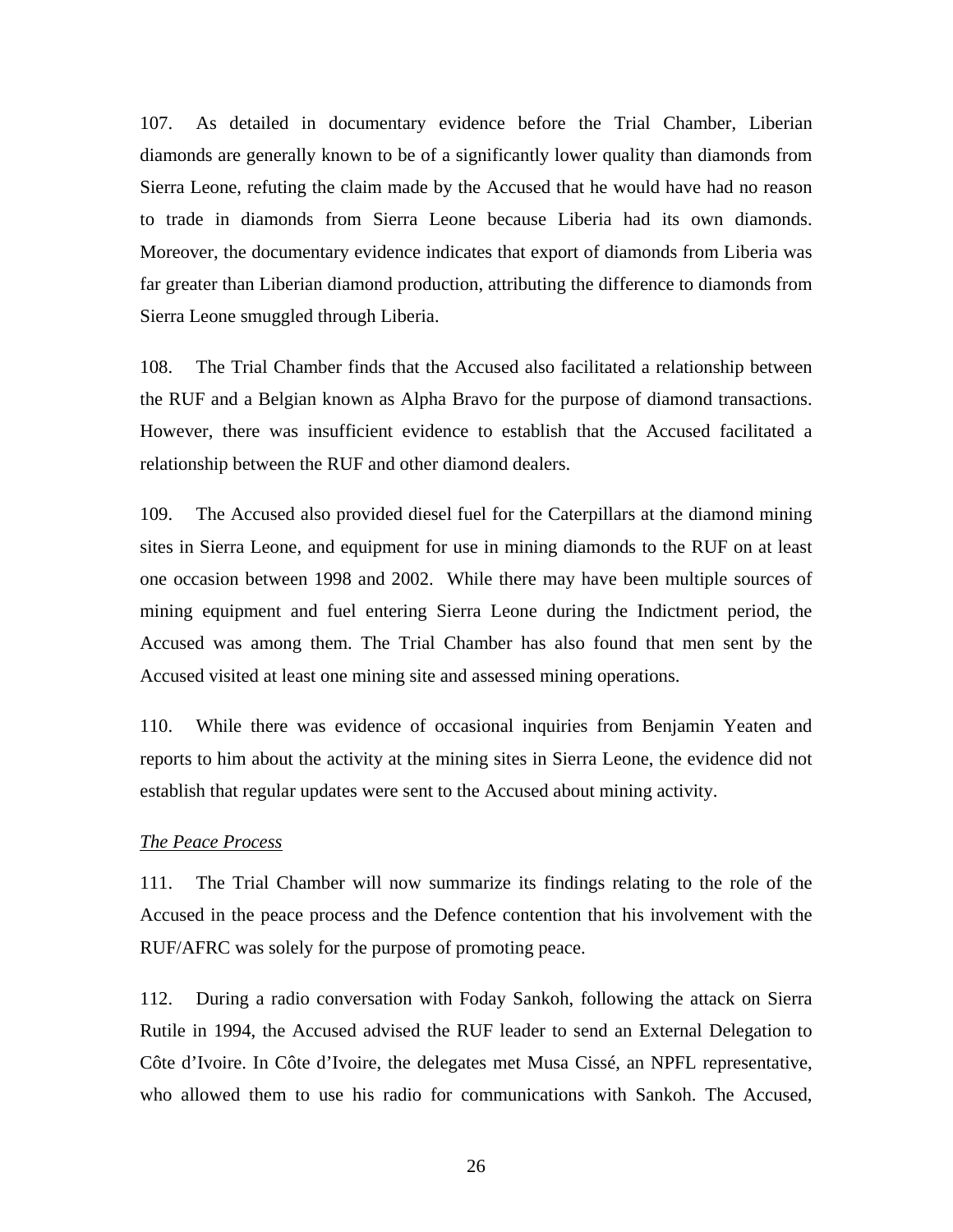107. As detailed in documentary evidence before the Trial Chamber, Liberian diamonds are generally known to be of a significantly lower quality than diamonds from Sierra Leone, refuting the claim made by the Accused that he would have had no reason to trade in diamonds from Sierra Leone because Liberia had its own diamonds. Moreover, the documentary evidence indicates that export of diamonds from Liberia was far greater than Liberian diamond production, attributing the difference to diamonds from Sierra Leone smuggled through Liberia.

108. The Trial Chamber finds that the Accused also facilitated a relationship between the RUF and a Belgian known as Alpha Bravo for the purpose of diamond transactions. However, there was insufficient evidence to establish that the Accused facilitated a relationship between the RUF and other diamond dealers.

109. The Accused also provided diesel fuel for the Caterpillars at the diamond mining sites in Sierra Leone, and equipment for use in mining diamonds to the RUF on at least one occasion between 1998 and 2002. While there may have been multiple sources of mining equipment and fuel entering Sierra Leone during the Indictment period, the Accused was among them. The Trial Chamber has also found that men sent by the Accused visited at least one mining site and assessed mining operations.

110. While there was evidence of occasional inquiries from Benjamin Yeaten and reports to him about the activity at the mining sites in Sierra Leone, the evidence did not establish that regular updates were sent to the Accused about mining activity.

*The Peace Process*

111. The Trial Chamber will now summarize its findings relating to the role of the Accused in the peace process and the Defence contention that his involvement with the RUF/AFRC was solely for the purpose of promoting peace.

112. During a radio conversation with Foday Sankoh, following the attack on Sierra Rutile in 1994, the Accused advised the RUF leader to send an External Delegation to Côte d'Ivoire. In Côte d'Ivoire, the delegates met Musa Cissé, an NPFL representative, who allowed them to use his radio for communications with Sankoh. The Accused,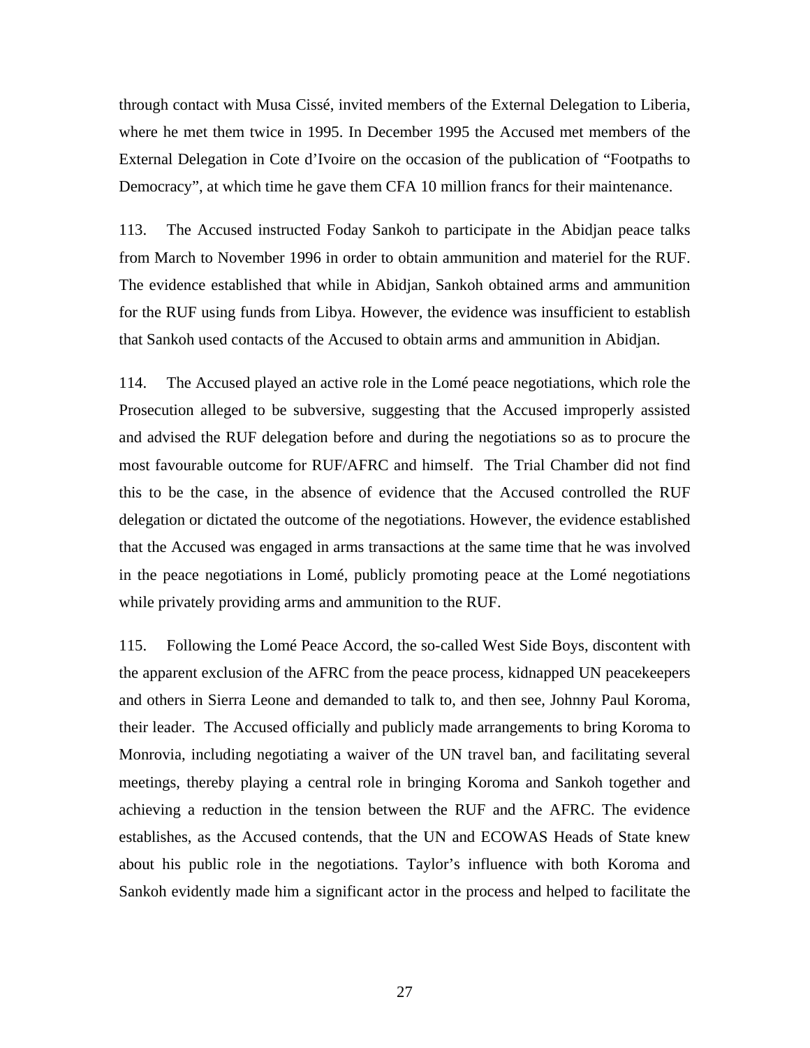through contact with Musa Cissé, invited members of the External Delegation to Liberia, where he met them twice in 1995. In December 1995 the Accused met members of the External Delegation in Cote d'Ivoire on the occasion of the publication of "Footpaths to Democracy", at which time he gave them CFA 10 million francs for their maintenance.

113. The Accused instructed Foday Sankoh to participate in the Abidjan peace talks from March to November 1996 in order to obtain ammunition and materiel for the RUF. The evidence established that while in Abidjan, Sankoh obtained arms and ammunition for the RUF using funds from Libya. However, the evidence was insufficient to establish that Sankoh used contacts of the Accused to obtain arms and ammunition in Abidjan.

114. The Accused played an active role in the Lomé peace negotiations, which role the Prosecution alleged to be subversive, suggesting that the Accused improperly assisted and advised the RUF delegation before and during the negotiations so as to procure the most favourable outcome for RUF/AFRC and himself. The Trial Chamber did not find this to be the case, in the absence of evidence that the Accused controlled the RUF delegation or dictated the outcome of the negotiations. However, the evidence established that the Accused was engaged in arms transactions at the same time that he was involved in the peace negotiations in Lomé, publicly promoting peace at the Lomé negotiations while privately providing arms and ammunition to the RUF.

115. Following the Lomé Peace Accord, the so-called West Side Boys, discontent with the apparent exclusion of the AFRC from the peace process, kidnapped UN peacekeepers and others in Sierra Leone and demanded to talk to, and then see, Johnny Paul Koroma, their leader. The Accused officially and publicly made arrangements to bring Koroma to Monrovia, including negotiating a waiver of the UN travel ban, and facilitating several meetings, thereby playing a central role in bringing Koroma and Sankoh together and achieving a reduction in the tension between the RUF and the AFRC. The evidence establishes, as the Accused contends, that the UN and ECOWAS Heads of State knew about his public role in the negotiations. Taylor's influence with both Koroma and Sankoh evidently made him a significant actor in the process and helped to facilitate the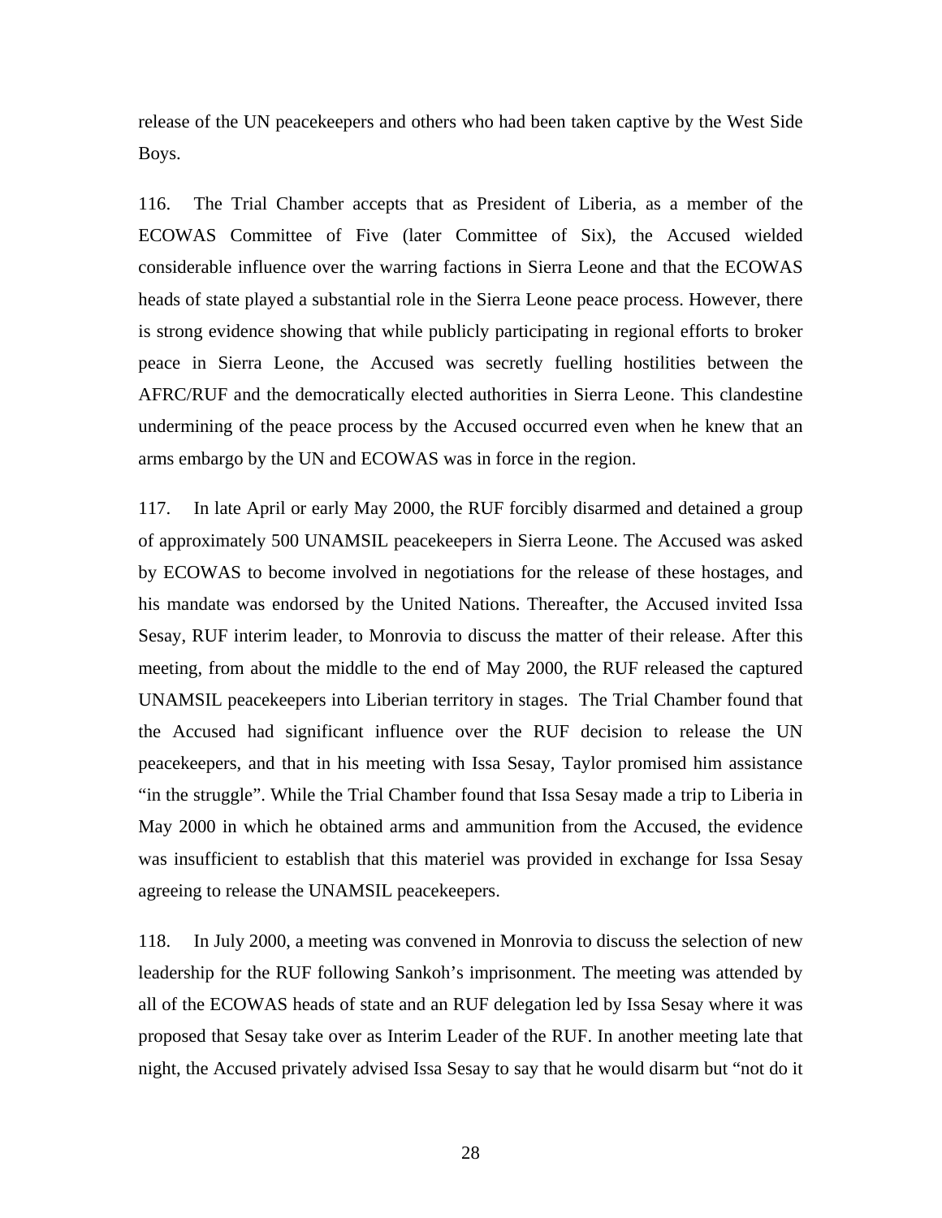release of the UN peacekeepers and others who had been taken captive by the West Side Boys.

116. The Trial Chamber accepts that as President of Liberia, as a member of the ECOWAS Committee of Five (later Committee of Six), the Accused wielded considerable influence over the warring factions in Sierra Leone and that the ECOWAS heads of state played a substantial role in the Sierra Leone peace process. However, there is strong evidence showing that while publicly participating in regional efforts to broker peace in Sierra Leone, the Accused was secretly fuelling hostilities between the AFRC/RUF and the democratically elected authorities in Sierra Leone. This clandestine undermining of the peace process by the Accused occurred even when he knew that an arms embargo by the UN and ECOWAS was in force in the region.

117. In late April or early May 2000, the RUF forcibly disarmed and detained a group of approximately 500 UNAMSIL peacekeepers in Sierra Leone. The Accused was asked by ECOWAS to become involved in negotiations for the release of these hostages, and his mandate was endorsed by the United Nations. Thereafter, the Accused invited Issa Sesay, RUF interim leader, to Monrovia to discuss the matter of their release. After this meeting, from about the middle to the end of May 2000, the RUF released the captured UNAMSIL peacekeepers into Liberian territory in stages. The Trial Chamber found that the Accused had significant influence over the RUF decision to release the UN peacekeepers, and that in his meeting with Issa Sesay, Taylor promised him assistance "in the struggle". While the Trial Chamber found that Issa Sesay made a trip to Liberia in May 2000 in which he obtained arms and ammunition from the Accused, the evidence was insufficient to establish that this materiel was provided in exchange for Issa Sesay agreeing to release the UNAMSIL peacekeepers.

118. In July 2000, a meeting was convened in Monrovia to discuss the selection of new leadership for the RUF following Sankoh's imprisonment. The meeting was attended by all of the ECOWAS heads of state and an RUF delegation led by Issa Sesay where it was proposed that Sesay take over as Interim Leader of the RUF. In another meeting late that night, the Accused privately advised Issa Sesay to say that he would disarm but "not do it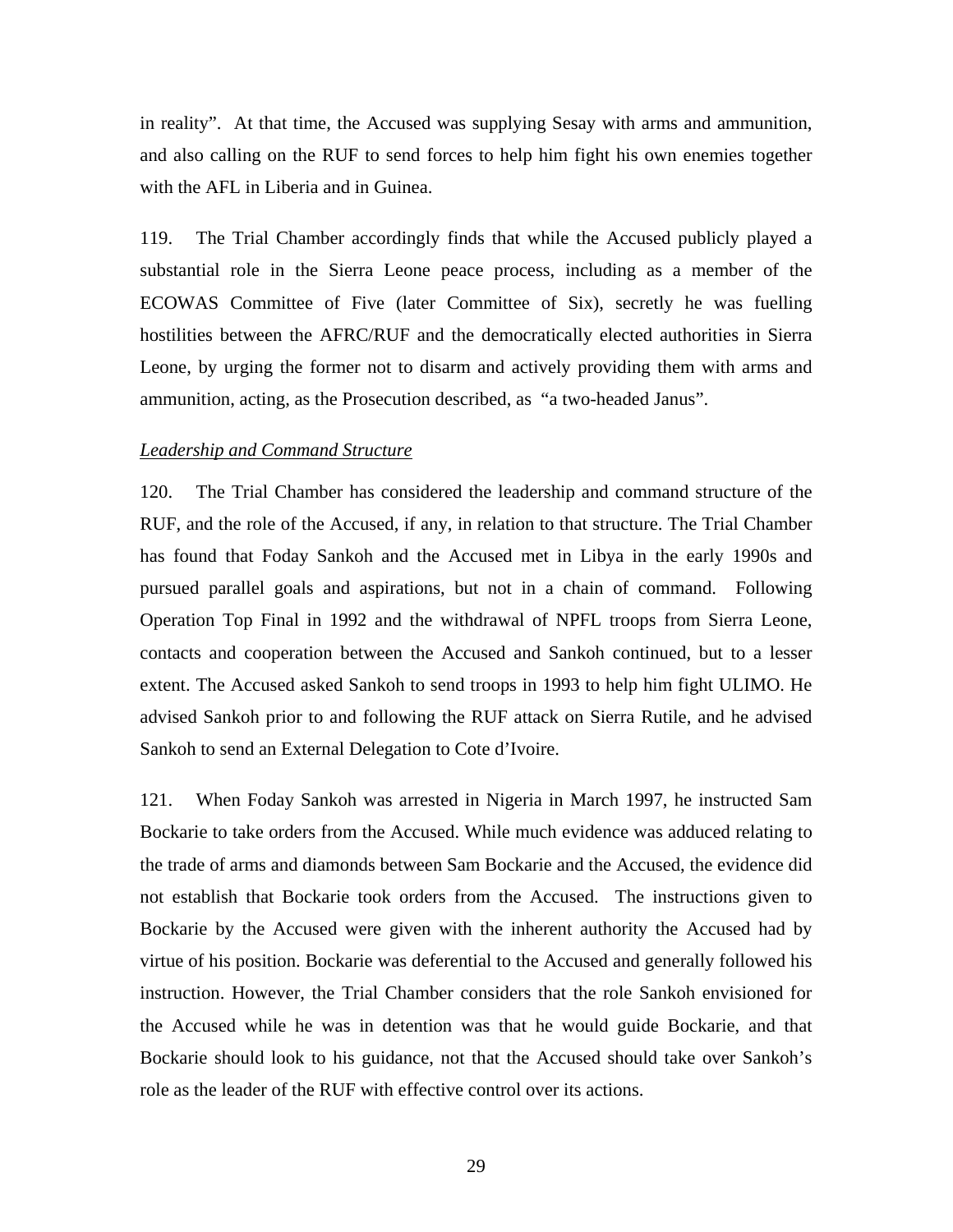in reality". At that time, the Accused was supplying Sesay with arms and ammunition, and also calling on the RUF to send forces to help him fight his own enemies together with the AFL in Liberia and in Guinea.

119. The Trial Chamber accordingly finds that while the Accused publicly played a substantial role in the Sierra Leone peace process, including as a member of the ECOWAS Committee of Five (later Committee of Six), secretly he was fuelling hostilities between the AFRC/RUF and the democratically elected authorities in Sierra Leone, by urging the former not to disarm and actively providing them with arms and ammunition, acting, as the Prosecution described, as "a two-headed Janus".

*Leadership and Command Structure*

120. The Trial Chamber has considered the leadership and command structure of the RUF, and the role of the Accused, if any, in relation to that structure. The Trial Chamber has found that Foday Sankoh and the Accused met in Libya in the early 1990s and pursued parallel goals and aspirations, but not in a chain of command. Following Operation Top Final in 1992 and the withdrawal of NPFL troops from Sierra Leone, contacts and cooperation between the Accused and Sankoh continued, but to a lesser extent. The Accused asked Sankoh to send troops in 1993 to help him fight ULIMO. He advised Sankoh prior to and following the RUF attack on Sierra Rutile, and he advised Sankoh to send an External Delegation to Cote d'Ivoire.

121. When Foday Sankoh was arrested in Nigeria in March 1997, he instructed Sam Bockarie to take orders from the Accused. While much evidence was adduced relating to the trade of arms and diamonds between Sam Bockarie and the Accused, the evidence did not establish that Bockarie took orders from the Accused. The instructions given to Bockarie by the Accused were given with the inherent authority the Accused had by virtue of his position. Bockarie was deferential to the Accused and generally followed his instruction. However, the Trial Chamber considers that the role Sankoh envisioned for the Accused while he was in detention was that he would guide Bockarie, and that Bockarie should look to his guidance, not that the Accused should take over Sankoh's role as the leader of the RUF with effective control over its actions.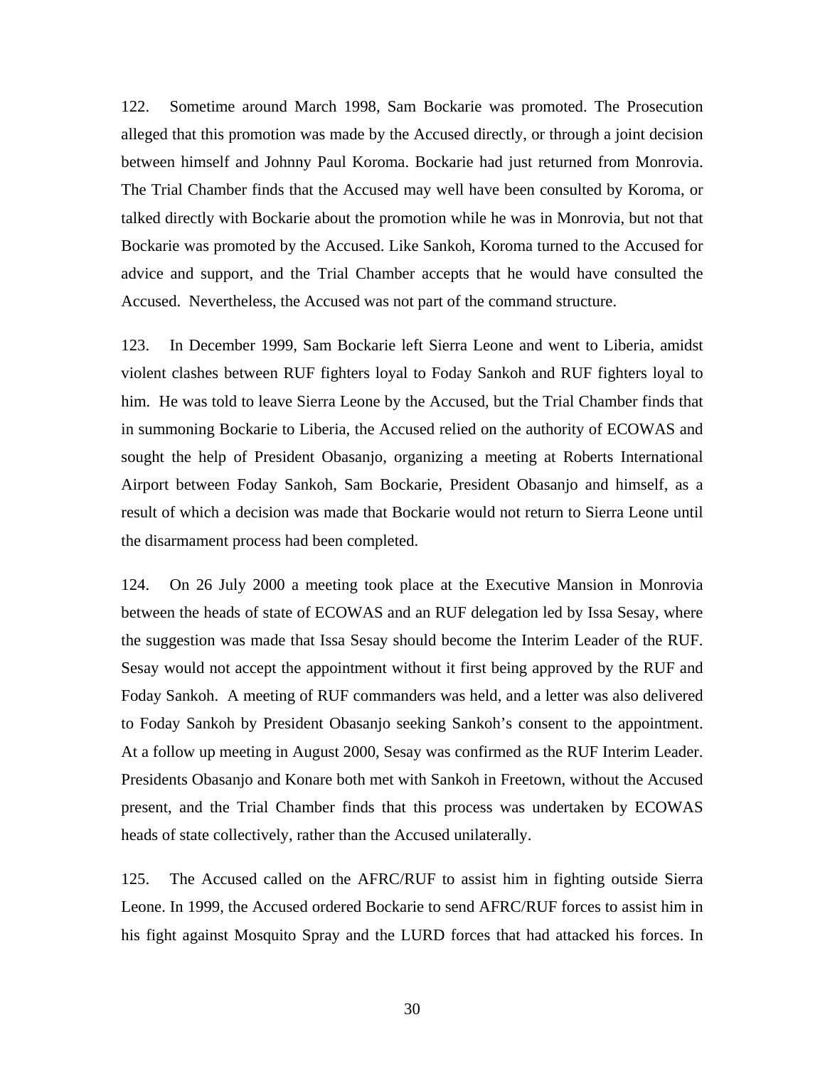122. Sometime around March 1998, Sam Bockarie was promoted. The Prosecution alleged that this promotion was made by the Accused directly, or through a joint decision between himself and Johnny Paul Koroma. Bockarie had just returned from Monrovia. The Trial Chamber finds that the Accused may well have been consulted by Koroma, or talked directly with Bockarie about the promotion while he was in Monrovia, but not that Bockarie was promoted by the Accused. Like Sankoh, Koroma turned to the Accused for advice and support, and the Trial Chamber accepts that he would have consulted the Accused. Nevertheless, the Accused was not part of the command structure.

123. In December 1999, Sam Bockarie left Sierra Leone and went to Liberia, amidst violent clashes between RUF fighters loyal to Foday Sankoh and RUF fighters loyal to him. He was told to leave Sierra Leone by the Accused, but the Trial Chamber finds that in summoning Bockarie to Liberia, the Accused relied on the authority of ECOWAS and sought the help of President Obasanjo, organizing a meeting at Roberts International Airport between Foday Sankoh, Sam Bockarie, President Obasanjo and himself, as a result of which a decision was made that Bockarie would not return to Sierra Leone until the disarmament process had been completed.

124. On 26 July 2000 a meeting took place at the Executive Mansion in Monrovia between the heads of state of ECOWAS and an RUF delegation led by Issa Sesay, where the suggestion was made that Issa Sesay should become the Interim Leader of the RUF. Sesay would not accept the appointment without it first being approved by the RUF and Foday Sankoh. A meeting of RUF commanders was held, and a letter was also delivered to Foday Sankoh by President Obasanjo seeking Sankoh's consent to the appointment. At a follow up meeting in August 2000, Sesay was confirmed as the RUF Interim Leader. Presidents Obasanjo and Konare both met with Sankoh in Freetown, without the Accused present, and the Trial Chamber finds that this process was undertaken by ECOWAS heads of state collectively, rather than the Accused unilaterally.

125. The Accused called on the AFRC/RUF to assist him in fighting outside Sierra Leone. In 1999, the Accused ordered Bockarie to send AFRC/RUF forces to assist him in his fight against Mosquito Spray and the LURD forces that had attacked his forces. In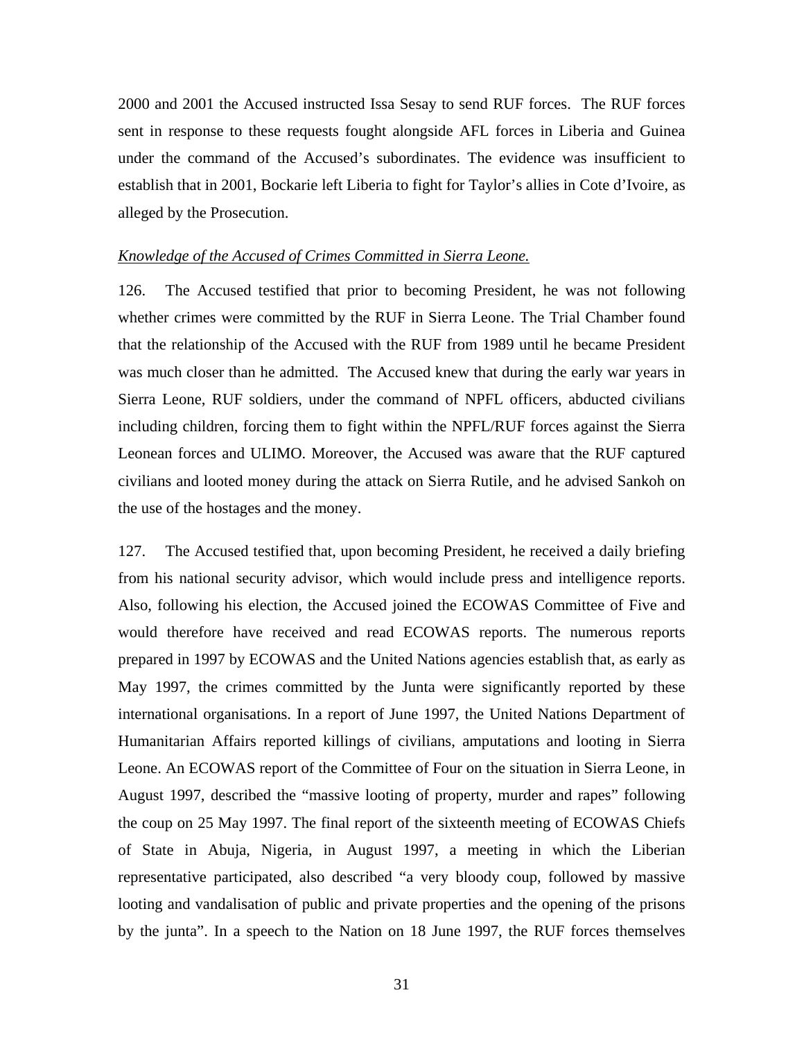2000 and 2001 the Accused instructed Issa Sesay to send RUF forces. The RUF forces sent in response to these requests fought alongside AFL forces in Liberia and Guinea under the command of the Accused's subordinates. The evidence was insufficient to establish that in 2001, Bockarie left Liberia to fight for Taylor's allies in Cote d'Ivoire, as alleged by the Prosecution.

_Knowledge of the Accused of Crimes Committed in Sierra Leone._

126. The Accused testified that prior to becoming President, he was not following whether crimes were committed by the RUF in Sierra Leone. The Trial Chamber found that the relationship of the Accused with the RUF from 1989 until he became President was much closer than he admitted. The Accused knew that during the early war years in Sierra Leone, RUF soldiers, under the command of NPFL officers, abducted civilians including children, forcing them to fight within the NPFL/RUF forces against the Sierra Leonean forces and ULIMO. Moreover, the Accused was aware that the RUF captured civilians and looted money during the attack on Sierra Rutile, and he advised Sankoh on the use of the hostages and the money.

127. The Accused testified that, upon becoming President, he received a daily briefing from his national security advisor, which would include press and intelligence reports. Also, following his election, the Accused joined the ECOWAS Committee of Five and would therefore have received and read ECOWAS reports. The numerous reports prepared in 1997 by ECOWAS and the United Nations agencies establish that, as early as May 1997, the crimes committed by the Junta were significantly reported by these international organisations. In a report of June 1997, the United Nations Department of Humanitarian Affairs reported killings of civilians, amputations and looting in Sierra Leone. An ECOWAS report of the Committee of Four on the situation in Sierra Leone, in August 1997, described the "massive looting of property, murder and rapes" following the coup on 25 May 1997. The final report of the sixteenth meeting of ECOWAS Chiefs of State in Abuja, Nigeria, in August 1997, a meeting in which the Liberian representative participated, also described "a very bloody coup, followed by massive looting and vandalisation of public and private properties and the opening of the prisons by the junta". In a speech to the Nation on 18 June 1997, the RUF forces themselves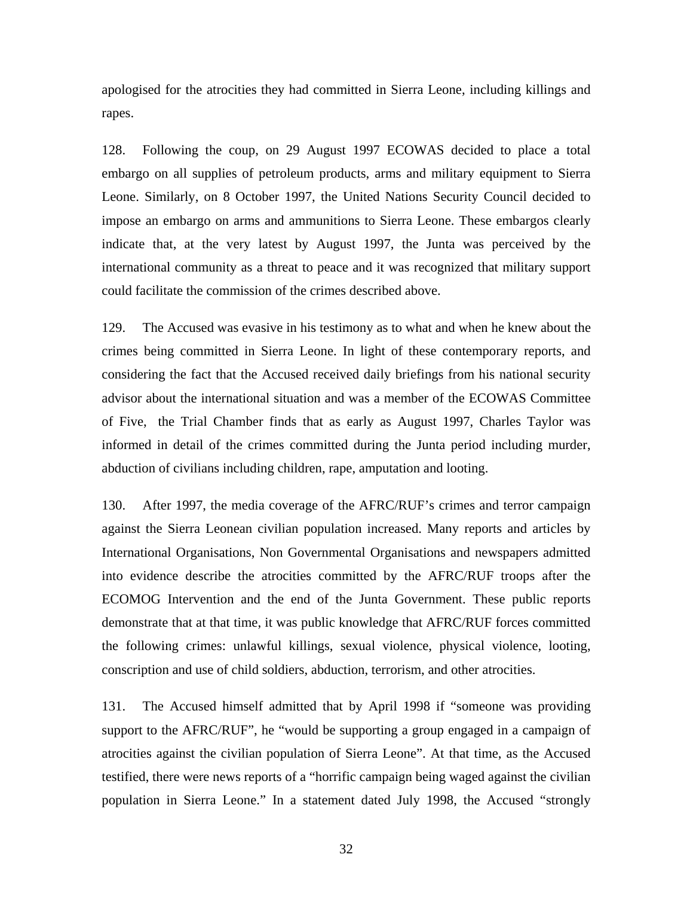apologised for the atrocities they had committed in Sierra Leone, including killings and rapes.

128. Following the coup, on 29 August 1997 ECOWAS decided to place a total embargo on all supplies of petroleum products, arms and military equipment to Sierra Leone. Similarly, on 8 October 1997, the United Nations Security Council decided to impose an embargo on arms and ammunitions to Sierra Leone. These embargos clearly indicate that, at the very latest by August 1997, the Junta was perceived by the international community as a threat to peace and it was recognized that military support could facilitate the commission of the crimes described above.

129. The Accused was evasive in his testimony as to what and when he knew about the crimes being committed in Sierra Leone. In light of these contemporary reports, and considering the fact that the Accused received daily briefings from his national security advisor about the international situation and was a member of the ECOWAS Committee of Five, the Trial Chamber finds that as early as August 1997, Charles Taylor was informed in detail of the crimes committed during the Junta period including murder, abduction of civilians including children, rape, amputation and looting.

130. After 1997, the media coverage of the AFRC/RUF's crimes and terror campaign against the Sierra Leonean civilian population increased. Many reports and articles by International Organisations, Non Governmental Organisations and newspapers admitted into evidence describe the atrocities committed by the AFRC/RUF troops after the ECOMOG Intervention and the end of the Junta Government. These public reports demonstrate that at that time, it was public knowledge that AFRC/RUF forces committed the following crimes: unlawful killings, sexual violence, physical violence, looting, conscription and use of child soldiers, abduction, terrorism, and other atrocities.

131. The Accused himself admitted that by April 1998 if "someone was providing support to the AFRC/RUF", he "would be supporting a group engaged in a campaign of atrocities against the civilian population of Sierra Leone". At that time, as the Accused testified, there were news reports of a "horrific campaign being waged against the civilian population in Sierra Leone." In a statement dated July 1998, the Accused "strongly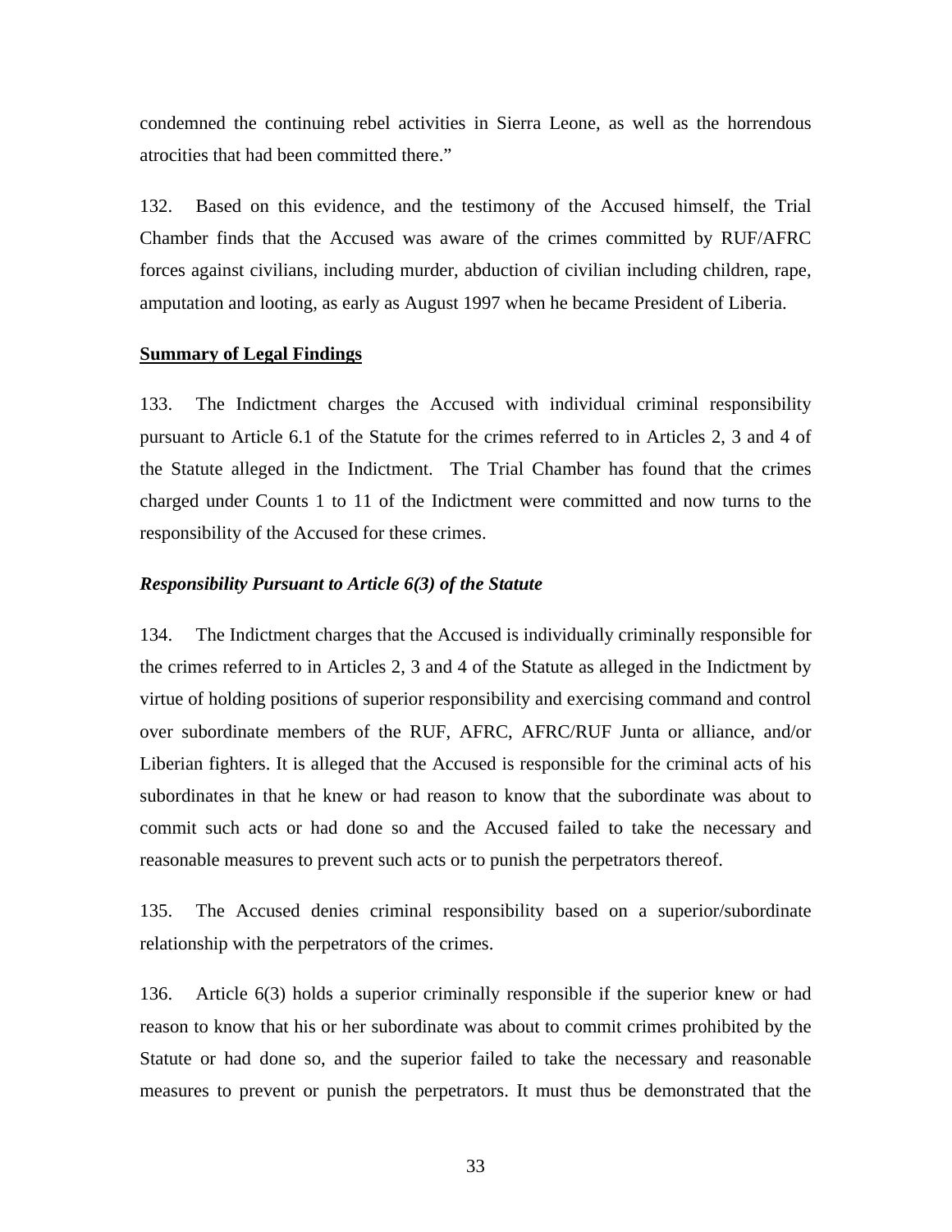condemned the continuing rebel activities in Sierra Leone, as well as the horrendous atrocities that had been committed there."

132. Based on this evidence, and the testimony of the Accused himself, the Trial Chamber finds that the Accused was aware of the crimes committed by RUF/AFRC forces against civilians, including murder, abduction of civilian including children, rape, amputation and looting, as early as August 1997 when he became President of Liberia.

**Summary of Legal Findings**

133. The Indictment charges the Accused with individual criminal responsibility pursuant to Article 6.1 of the Statute for the crimes referred to in Articles 2, 3 and 4 of the Statute alleged in the Indictment. The Trial Chamber has found that the crimes charged under Counts 1 to 11 of the Indictment were committed and now turns to the responsibility of the Accused for these crimes.

***Responsibility Pursuant to Article 6(3) of the Statute***

134. The Indictment charges that the Accused is individually criminally responsible for the crimes referred to in Articles 2, 3 and 4 of the Statute as alleged in the Indictment by virtue of holding positions of superior responsibility and exercising command and control over subordinate members of the RUF, AFRC, AFRC/RUF Junta or alliance, and/or Liberian fighters. It is alleged that the Accused is responsible for the criminal acts of his subordinates in that he knew or had reason to know that the subordinate was about to commit such acts or had done so and the Accused failed to take the necessary and reasonable measures to prevent such acts or to punish the perpetrators thereof.

135. The Accused denies criminal responsibility based on a superior/subordinate relationship with the perpetrators of the crimes.

136. Article 6(3) holds a superior criminally responsible if the superior knew or had reason to know that his or her subordinate was about to commit crimes prohibited by the Statute or had done so, and the superior failed to take the necessary and reasonable measures to prevent or punish the perpetrators. It must thus be demonstrated that the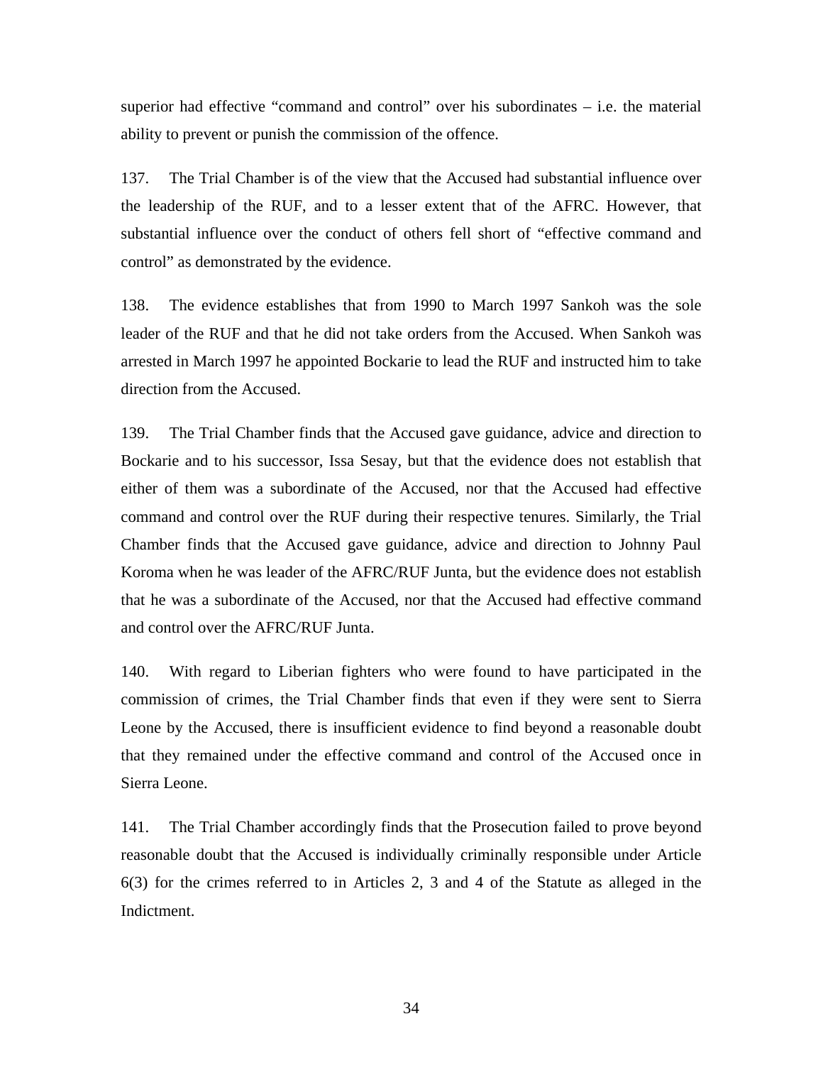superior had effective "command and control" over his subordinates – i.e. the material ability to prevent or punish the commission of the offence.

137. The Trial Chamber is of the view that the Accused had substantial influence over the leadership of the RUF, and to a lesser extent that of the AFRC. However, that substantial influence over the conduct of others fell short of "effective command and control" as demonstrated by the evidence.

138. The evidence establishes that from 1990 to March 1997 Sankoh was the sole leader of the RUF and that he did not take orders from the Accused. When Sankoh was arrested in March 1997 he appointed Bockarie to lead the RUF and instructed him to take direction from the Accused.

139. The Trial Chamber finds that the Accused gave guidance, advice and direction to Bockarie and to his successor, Issa Sesay, but that the evidence does not establish that either of them was a subordinate of the Accused, nor that the Accused had effective command and control over the RUF during their respective tenures. Similarly, the Trial Chamber finds that the Accused gave guidance, advice and direction to Johnny Paul Koroma when he was leader of the AFRC/RUF Junta, but the evidence does not establish that he was a subordinate of the Accused, nor that the Accused had effective command and control over the AFRC/RUF Junta.

140. With regard to Liberian fighters who were found to have participated in the commission of crimes, the Trial Chamber finds that even if they were sent to Sierra Leone by the Accused, there is insufficient evidence to find beyond a reasonable doubt that they remained under the effective command and control of the Accused once in Sierra Leone.

141. The Trial Chamber accordingly finds that the Prosecution failed to prove beyond reasonable doubt that the Accused is individually criminally responsible under Article 6(3) for the crimes referred to in Articles 2, 3 and 4 of the Statute as alleged in the Indictment.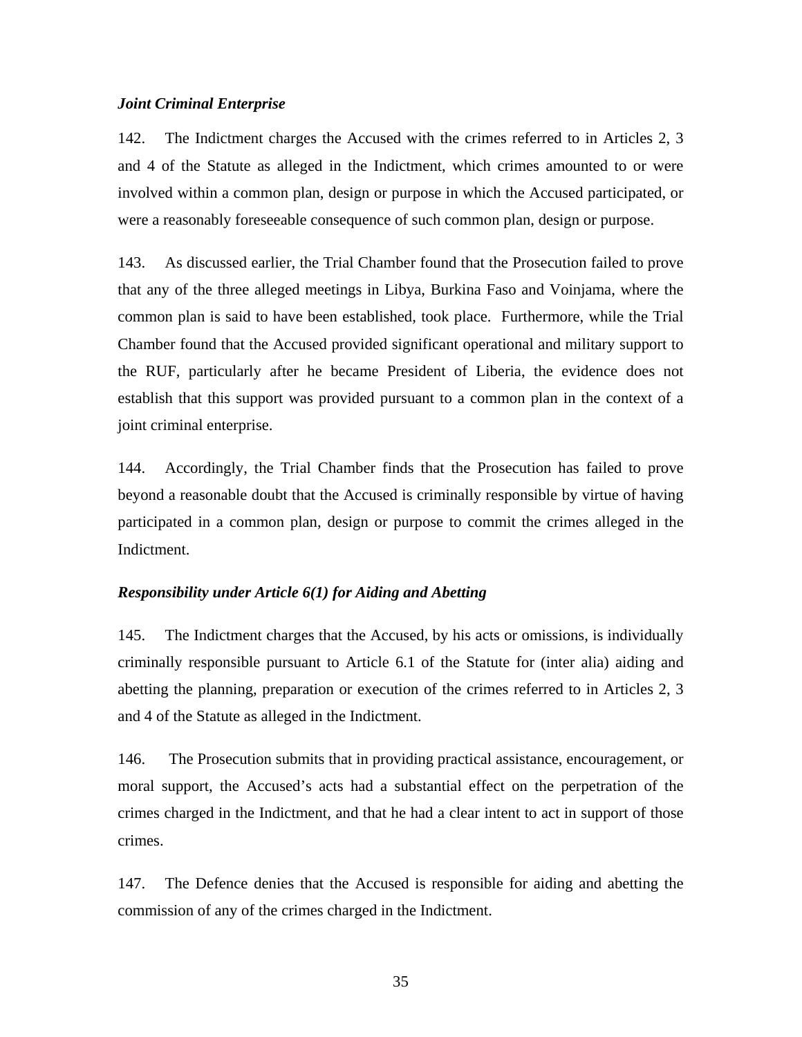***Joint Criminal Enterprise***

142. The Indictment charges the Accused with the crimes referred to in Articles 2, 3 and 4 of the Statute as alleged in the Indictment, which crimes amounted to or were involved within a common plan, design or purpose in which the Accused participated, or were a reasonably foreseeable consequence of such common plan, design or purpose.

143. As discussed earlier, the Trial Chamber found that the Prosecution failed to prove that any of the three alleged meetings in Libya, Burkina Faso and Voinjama, where the common plan is said to have been established, took place. Furthermore, while the Trial Chamber found that the Accused provided significant operational and military support to the RUF, particularly after he became President of Liberia, the evidence does not establish that this support was provided pursuant to a common plan in the context of a joint criminal enterprise.

144. Accordingly, the Trial Chamber finds that the Prosecution has failed to prove beyond a reasonable doubt that the Accused is criminally responsible by virtue of having participated in a common plan, design or purpose to commit the crimes alleged in the Indictment.

***Responsibility under Article 6(1) for Aiding and Abetting***

145. The Indictment charges that the Accused, by his acts or omissions, is individually criminally responsible pursuant to Article 6.1 of the Statute for (inter alia) aiding and abetting the planning, preparation or execution of the crimes referred to in Articles 2, 3 and 4 of the Statute as alleged in the Indictment.

146. The Prosecution submits that in providing practical assistance, encouragement, or moral support, the Accused's acts had a substantial effect on the perpetration of the crimes charged in the Indictment, and that he had a clear intent to act in support of those crimes.

147. The Defence denies that the Accused is responsible for aiding and abetting the commission of any of the crimes charged in the Indictment.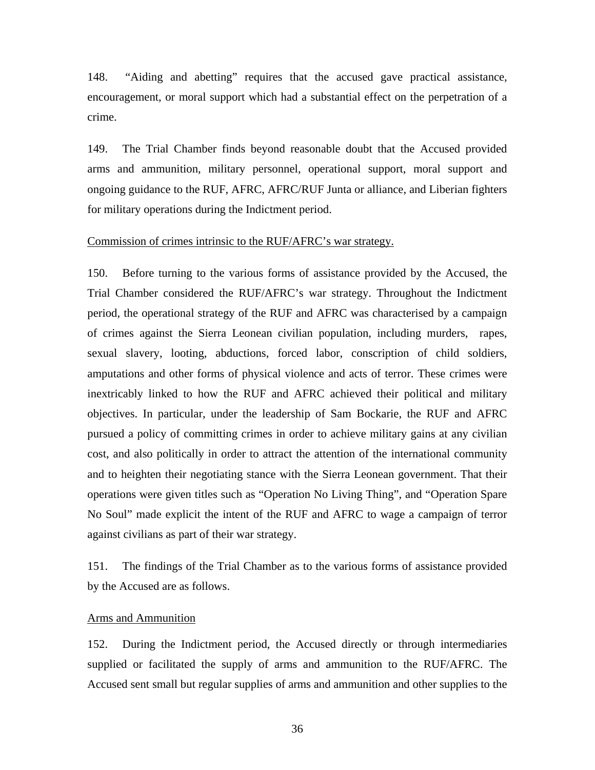148. "Aiding and abetting" requires that the accused gave practical assistance, encouragement, or moral support which had a substantial effect on the perpetration of a crime.

149. The Trial Chamber finds beyond reasonable doubt that the Accused provided arms and ammunition, military personnel, operational support, moral support and ongoing guidance to the RUF, AFRC, AFRC/RUF Junta or alliance, and Liberian fighters for military operations during the Indictment period.

<u>Commission of crimes intrinsic to the RUF/AFRC's war strategy.</u>

150. Before turning to the various forms of assistance provided by the Accused, the Trial Chamber considered the RUF/AFRC's war strategy. Throughout the Indictment period, the operational strategy of the RUF and AFRC was characterised by a campaign of crimes against the Sierra Leonean civilian population, including murders, rapes, sexual slavery, looting, abductions, forced labor, conscription of child soldiers, amputations and other forms of physical violence and acts of terror. These crimes were inextricably linked to how the RUF and AFRC achieved their political and military objectives. In particular, under the leadership of Sam Bockarie, the RUF and AFRC pursued a policy of committing crimes in order to achieve military gains at any civilian cost, and also politically in order to attract the attention of the international community and to heighten their negotiating stance with the Sierra Leonean government. That their operations were given titles such as "Operation No Living Thing", and "Operation Spare No Soul" made explicit the intent of the RUF and AFRC to wage a campaign of terror against civilians as part of their war strategy.

151. The findings of the Trial Chamber as to the various forms of assistance provided by the Accused are as follows.

<u>Arms and Ammunition</u>

152. During the Indictment period, the Accused directly or through intermediaries supplied or facilitated the supply of arms and ammunition to the RUF/AFRC. The Accused sent small but regular supplies of arms and ammunition and other supplies to the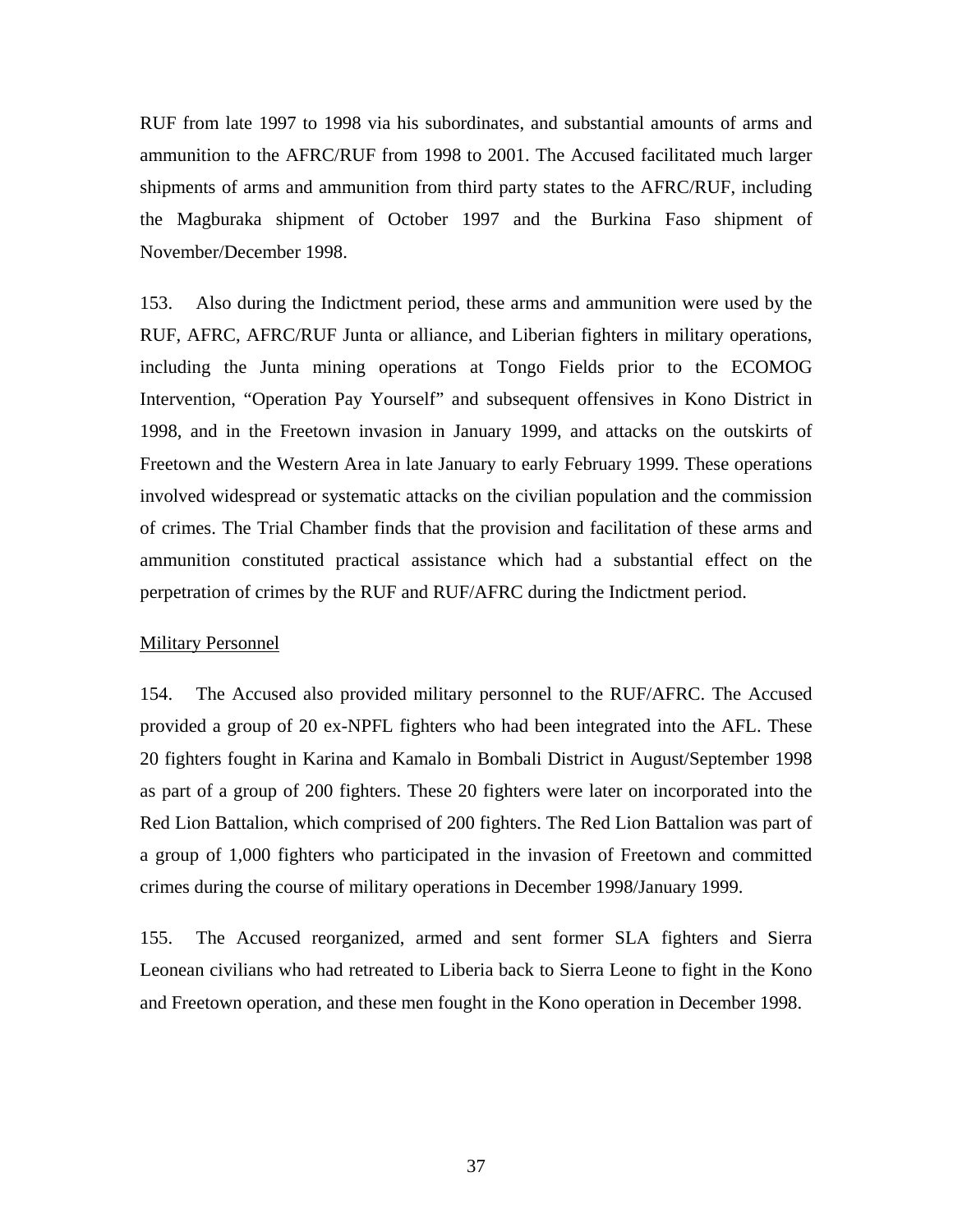RUF from late 1997 to 1998 via his subordinates, and substantial amounts of arms and ammunition to the AFRC/RUF from 1998 to 2001. The Accused facilitated much larger shipments of arms and ammunition from third party states to the AFRC/RUF, including the Magburaka shipment of October 1997 and the Burkina Faso shipment of November/December 1998.

153. Also during the Indictment period, these arms and ammunition were used by the RUF, AFRC, AFRC/RUF Junta or alliance, and Liberian fighters in military operations, including the Junta mining operations at Tongo Fields prior to the ECOMOG Intervention, "Operation Pay Yourself" and subsequent offensives in Kono District in 1998, and in the Freetown invasion in January 1999, and attacks on the outskirts of Freetown and the Western Area in late January to early February 1999. These operations involved widespread or systematic attacks on the civilian population and the commission of crimes. The Trial Chamber finds that the provision and facilitation of these arms and ammunition constituted practical assistance which had a substantial effect on the perpetration of crimes by the RUF and RUF/AFRC during the Indictment period.

Military Personnel

154. The Accused also provided military personnel to the RUF/AFRC. The Accused provided a group of 20 ex-NPFL fighters who had been integrated into the AFL. These 20 fighters fought in Karina and Kamalo in Bombali District in August/September 1998 as part of a group of 200 fighters. These 20 fighters were later on incorporated into the Red Lion Battalion, which comprised of 200 fighters. The Red Lion Battalion was part of a group of 1,000 fighters who participated in the invasion of Freetown and committed crimes during the course of military operations in December 1998/January 1999.

155. The Accused reorganized, armed and sent former SLA fighters and Sierra Leonean civilians who had retreated to Liberia back to Sierra Leone to fight in the Kono and Freetown operation, and these men fought in the Kono operation in December 1998.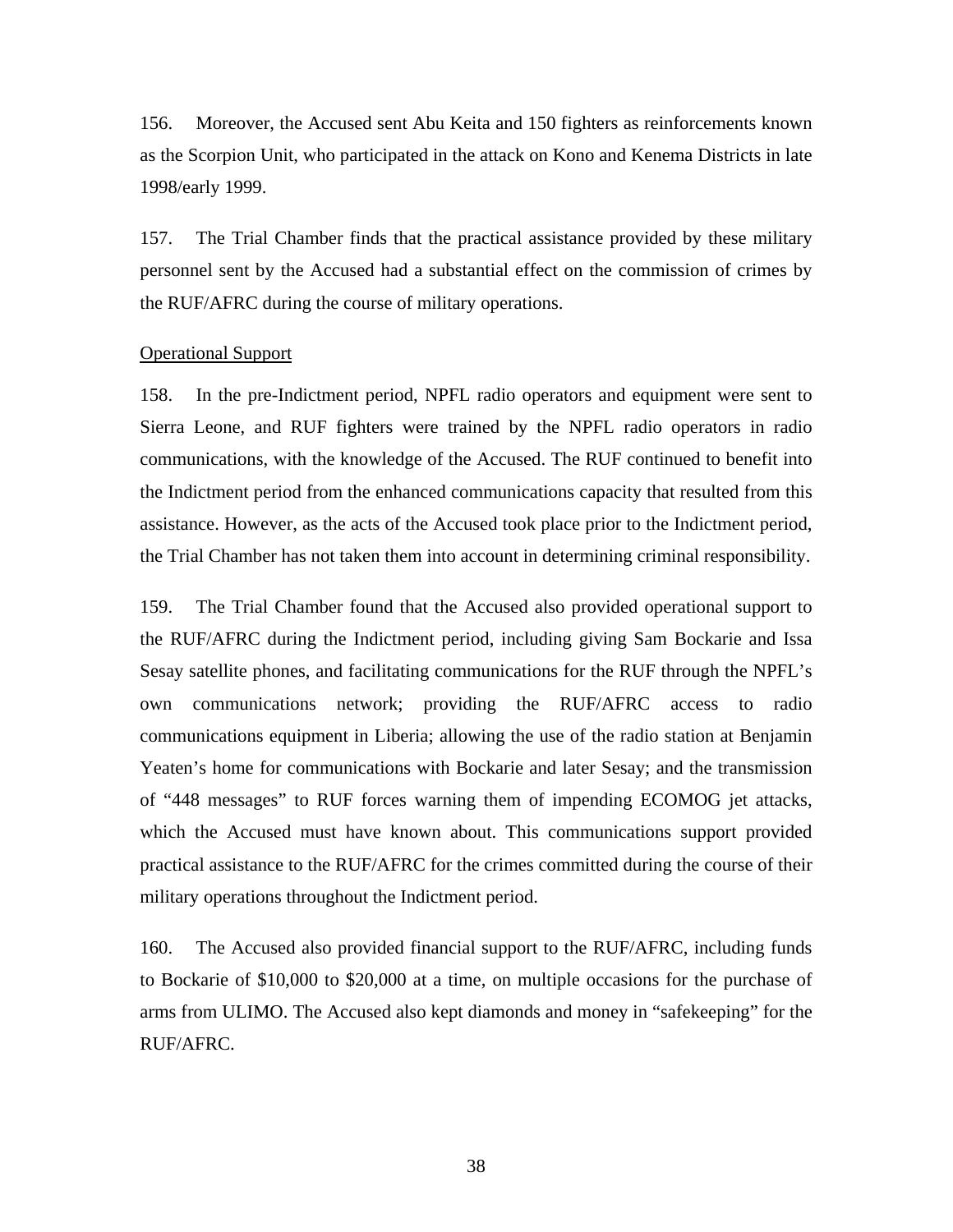156. Moreover, the Accused sent Abu Keita and 150 fighters as reinforcements known as the Scorpion Unit, who participated in the attack on Kono and Kenema Districts in late 1998/early 1999.

157. The Trial Chamber finds that the practical assistance provided by these military personnel sent by the Accused had a substantial effect on the commission of crimes by the RUF/AFRC during the course of military operations.

<u>Operational Support</u>

158. In the pre-Indictment period, NPFL radio operators and equipment were sent to Sierra Leone, and RUF fighters were trained by the NPFL radio operators in radio communications, with the knowledge of the Accused. The RUF continued to benefit into the Indictment period from the enhanced communications capacity that resulted from this assistance. However, as the acts of the Accused took place prior to the Indictment period, the Trial Chamber has not taken them into account in determining criminal responsibility.

159. The Trial Chamber found that the Accused also provided operational support to the RUF/AFRC during the Indictment period, including giving Sam Bockarie and Issa Sesay satellite phones, and facilitating communications for the RUF through the NPFL's own communications network; providing the RUF/AFRC access to radio communications equipment in Liberia; allowing the use of the radio station at Benjamin Yeaten's home for communications with Bockarie and later Sesay; and the transmission of "448 messages" to RUF forces warning them of impending ECOMOG jet attacks, which the Accused must have known about. This communications support provided practical assistance to the RUF/AFRC for the crimes committed during the course of their military operations throughout the Indictment period.

160. The Accused also provided financial support to the RUF/AFRC, including funds to Bockarie of $10,000 to $20,000 at a time, on multiple occasions for the purchase of arms from ULIMO. The Accused also kept diamonds and money in "safekeeping" for the RUF/AFRC.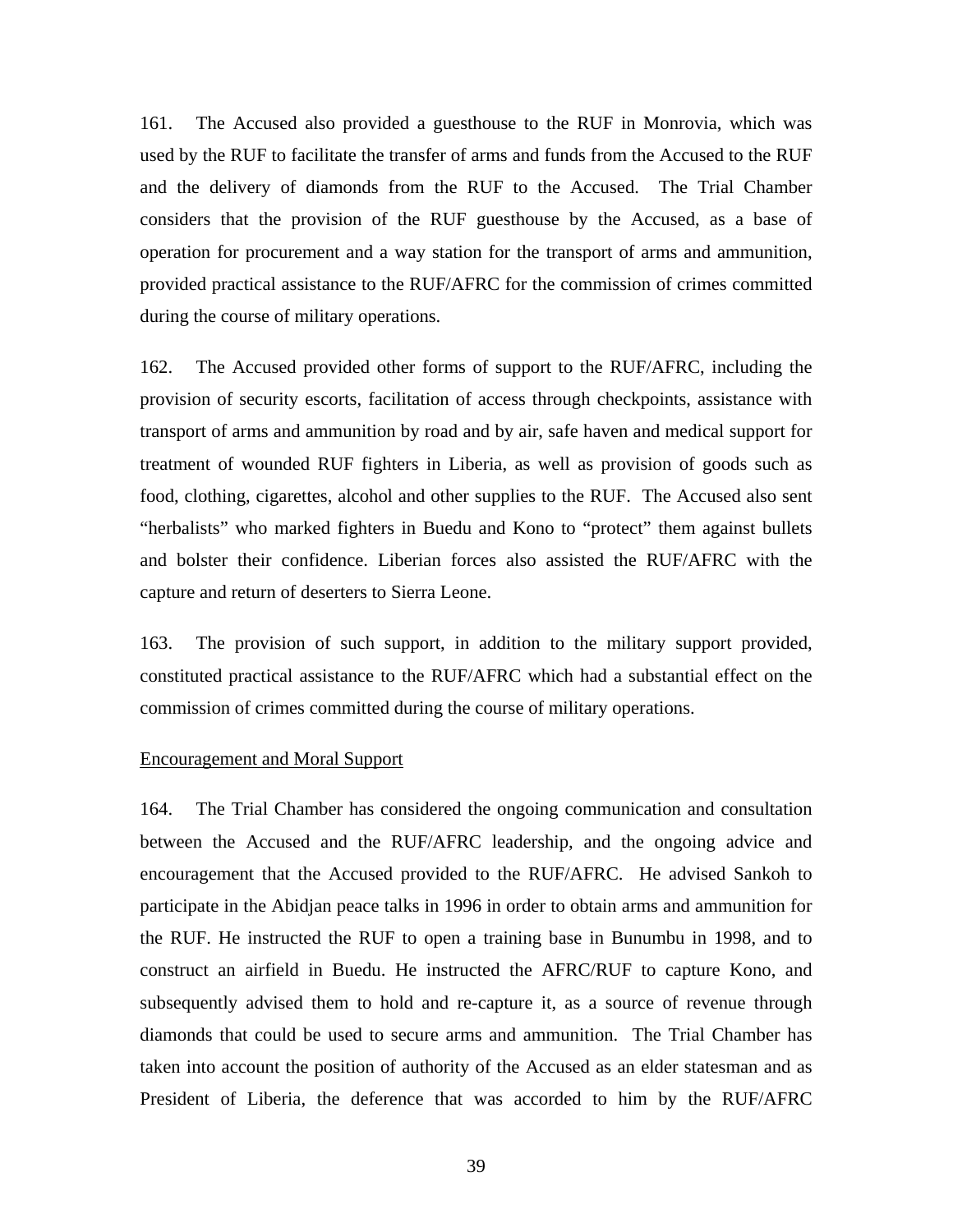161. The Accused also provided a guesthouse to the RUF in Monrovia, which was used by the RUF to facilitate the transfer of arms and funds from the Accused to the RUF and the delivery of diamonds from the RUF to the Accused. The Trial Chamber considers that the provision of the RUF guesthouse by the Accused, as a base of operation for procurement and a way station for the transport of arms and ammunition, provided practical assistance to the RUF/AFRC for the commission of crimes committed during the course of military operations.

162. The Accused provided other forms of support to the RUF/AFRC, including the provision of security escorts, facilitation of access through checkpoints, assistance with transport of arms and ammunition by road and by air, safe haven and medical support for treatment of wounded RUF fighters in Liberia, as well as provision of goods such as food, clothing, cigarettes, alcohol and other supplies to the RUF. The Accused also sent "herbalists" who marked fighters in Buedu and Kono to "protect" them against bullets and bolster their confidence. Liberian forces also assisted the RUF/AFRC with the capture and return of deserters to Sierra Leone.

163. The provision of such support, in addition to the military support provided, constituted practical assistance to the RUF/AFRC which had a substantial effect on the commission of crimes committed during the course of military operations.

Encouragement and Moral Support

164. The Trial Chamber has considered the ongoing communication and consultation between the Accused and the RUF/AFRC leadership, and the ongoing advice and encouragement that the Accused provided to the RUF/AFRC. He advised Sankoh to participate in the Abidjan peace talks in 1996 in order to obtain arms and ammunition for the RUF. He instructed the RUF to open a training base in Bunumbu in 1998, and to construct an airfield in Buedu. He instructed the AFRC/RUF to capture Kono, and subsequently advised them to hold and re-capture it, as a source of revenue through diamonds that could be used to secure arms and ammunition. The Trial Chamber has taken into account the position of authority of the Accused as an elder statesman and as President of Liberia, the deference that was accorded to him by the RUF/AFRC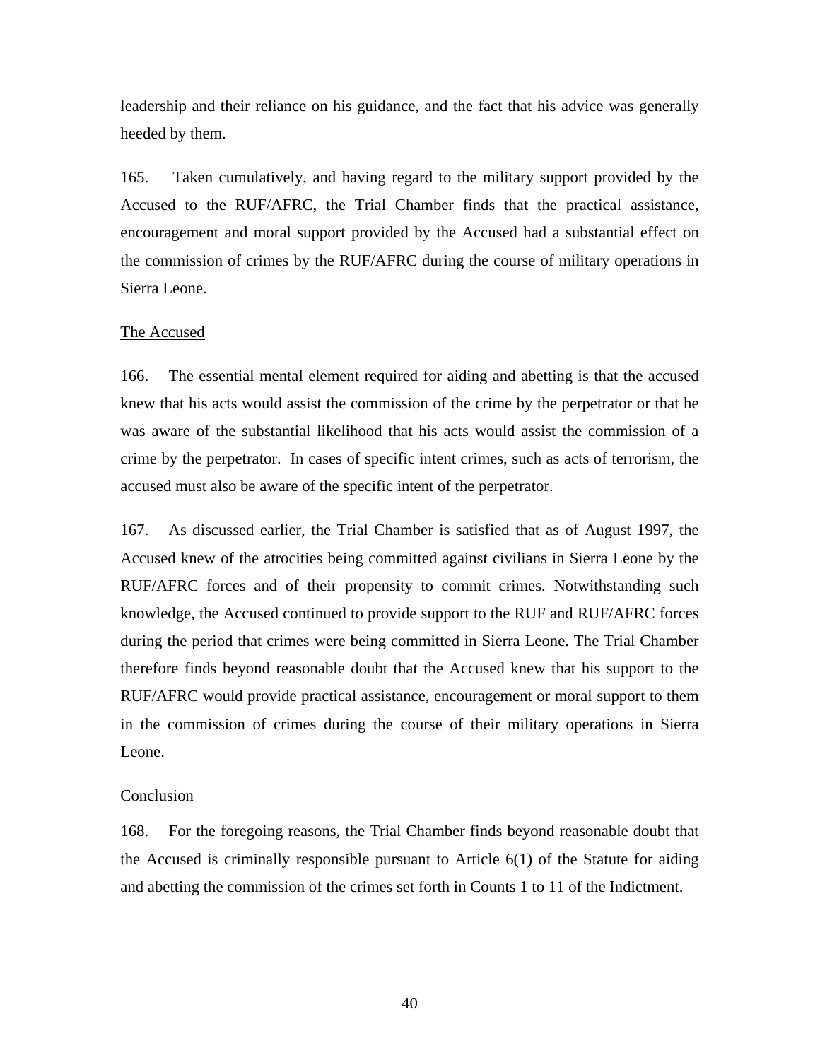leadership and their reliance on his guidance, and the fact that his advice was generally heeded by them.

165. Taken cumulatively, and having regard to the military support provided by the Accused to the RUF/AFRC, the Trial Chamber finds that the practical assistance, encouragement and moral support provided by the Accused had a substantial effect on the commission of crimes by the RUF/AFRC during the course of military operations in Sierra Leone.

The Accused

166. The essential mental element required for aiding and abetting is that the accused knew that his acts would assist the commission of the crime by the perpetrator or that he was aware of the substantial likelihood that his acts would assist the commission of a crime by the perpetrator. In cases of specific intent crimes, such as acts of terrorism, the accused must also be aware of the specific intent of the perpetrator.

167. As discussed earlier, the Trial Chamber is satisfied that as of August 1997, the Accused knew of the atrocities being committed against civilians in Sierra Leone by the RUF/AFRC forces and of their propensity to commit crimes. Notwithstanding such knowledge, the Accused continued to provide support to the RUF and RUF/AFRC forces during the period that crimes were being committed in Sierra Leone. The Trial Chamber therefore finds beyond reasonable doubt that the Accused knew that his support to the RUF/AFRC would provide practical assistance, encouragement or moral support to them in the commission of crimes during the course of their military operations in Sierra Leone.

Conclusion

168. For the foregoing reasons, the Trial Chamber finds beyond reasonable doubt that the Accused is criminally responsible pursuant to Article 6(1) of the Statute for aiding and abetting the commission of the crimes set forth in Counts 1 to 11 of the Indictment.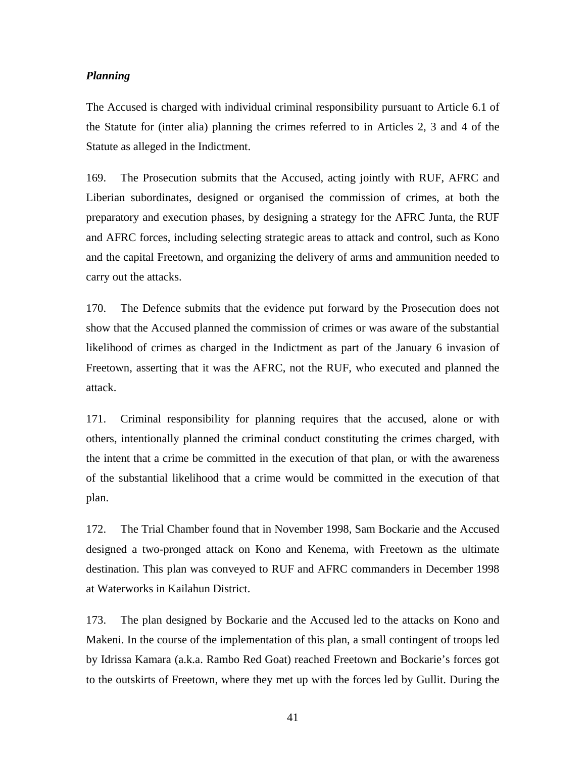***Planning***

The Accused is charged with individual criminal responsibility pursuant to Article 6.1 of the Statute for (inter alia) planning the crimes referred to in Articles 2, 3 and 4 of the Statute as alleged in the Indictment.

169. The Prosecution submits that the Accused, acting jointly with RUF, AFRC and Liberian subordinates, designed or organised the commission of crimes, at both the preparatory and execution phases, by designing a strategy for the AFRC Junta, the RUF and AFRC forces, including selecting strategic areas to attack and control, such as Kono and the capital Freetown, and organizing the delivery of arms and ammunition needed to carry out the attacks.

170. The Defence submits that the evidence put forward by the Prosecution does not show that the Accused planned the commission of crimes or was aware of the substantial likelihood of crimes as charged in the Indictment as part of the January 6 invasion of Freetown, asserting that it was the AFRC, not the RUF, who executed and planned the attack.

171. Criminal responsibility for planning requires that the accused, alone or with others, intentionally planned the criminal conduct constituting the crimes charged, with the intent that a crime be committed in the execution of that plan, or with the awareness of the substantial likelihood that a crime would be committed in the execution of that plan.

172. The Trial Chamber found that in November 1998, Sam Bockarie and the Accused designed a two-pronged attack on Kono and Kenema, with Freetown as the ultimate destination. This plan was conveyed to RUF and AFRC commanders in December 1998 at Waterworks in Kailahun District.

173. The plan designed by Bockarie and the Accused led to the attacks on Kono and Makeni. In the course of the implementation of this plan, a small contingent of troops led by Idrissa Kamara (a.k.a. Rambo Red Goat) reached Freetown and Bockarie's forces got to the outskirts of Freetown, where they met up with the forces led by Gullit. During the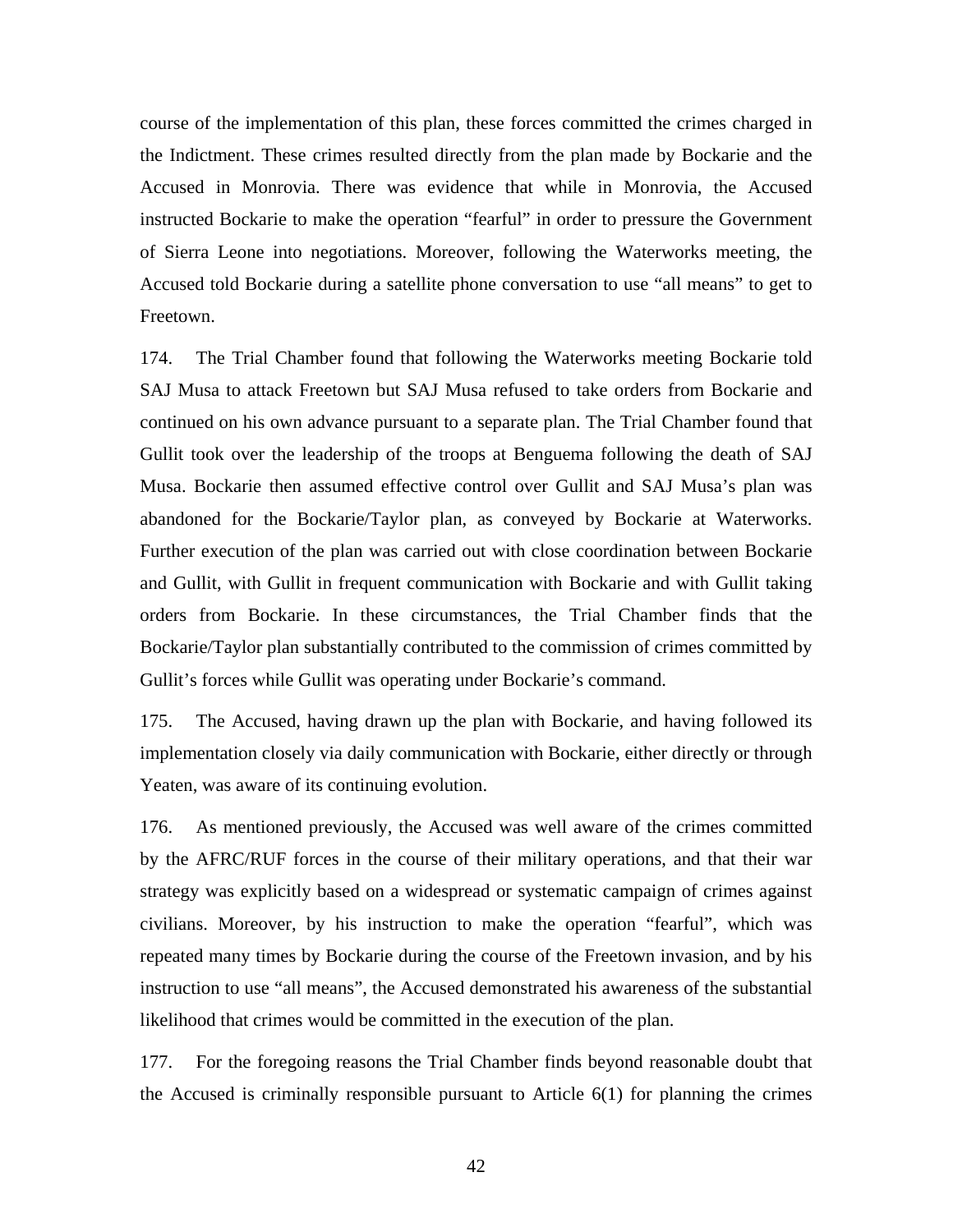course of the implementation of this plan, these forces committed the crimes charged in the Indictment. These crimes resulted directly from the plan made by Bockarie and the Accused in Monrovia. There was evidence that while in Monrovia, the Accused instructed Bockarie to make the operation "fearful" in order to pressure the Government of Sierra Leone into negotiations. Moreover, following the Waterworks meeting, the Accused told Bockarie during a satellite phone conversation to use "all means" to get to Freetown.

174. The Trial Chamber found that following the Waterworks meeting Bockarie told SAJ Musa to attack Freetown but SAJ Musa refused to take orders from Bockarie and continued on his own advance pursuant to a separate plan. The Trial Chamber found that Gullit took over the leadership of the troops at Benguema following the death of SAJ Musa. Bockarie then assumed effective control over Gullit and SAJ Musa's plan was abandoned for the Bockarie/Taylor plan, as conveyed by Bockarie at Waterworks. Further execution of the plan was carried out with close coordination between Bockarie and Gullit, with Gullit in frequent communication with Bockarie and with Gullit taking orders from Bockarie. In these circumstances, the Trial Chamber finds that the Bockarie/Taylor plan substantially contributed to the commission of crimes committed by Gullit's forces while Gullit was operating under Bockarie's command.

175. The Accused, having drawn up the plan with Bockarie, and having followed its implementation closely via daily communication with Bockarie, either directly or through Yeaten, was aware of its continuing evolution.

176. As mentioned previously, the Accused was well aware of the crimes committed by the AFRC/RUF forces in the course of their military operations, and that their war strategy was explicitly based on a widespread or systematic campaign of crimes against civilians. Moreover, by his instruction to make the operation "fearful", which was repeated many times by Bockarie during the course of the Freetown invasion, and by his instruction to use "all means", the Accused demonstrated his awareness of the substantial likelihood that crimes would be committed in the execution of the plan.

177. For the foregoing reasons the Trial Chamber finds beyond reasonable doubt that the Accused is criminally responsible pursuant to Article 6(1) for planning the crimes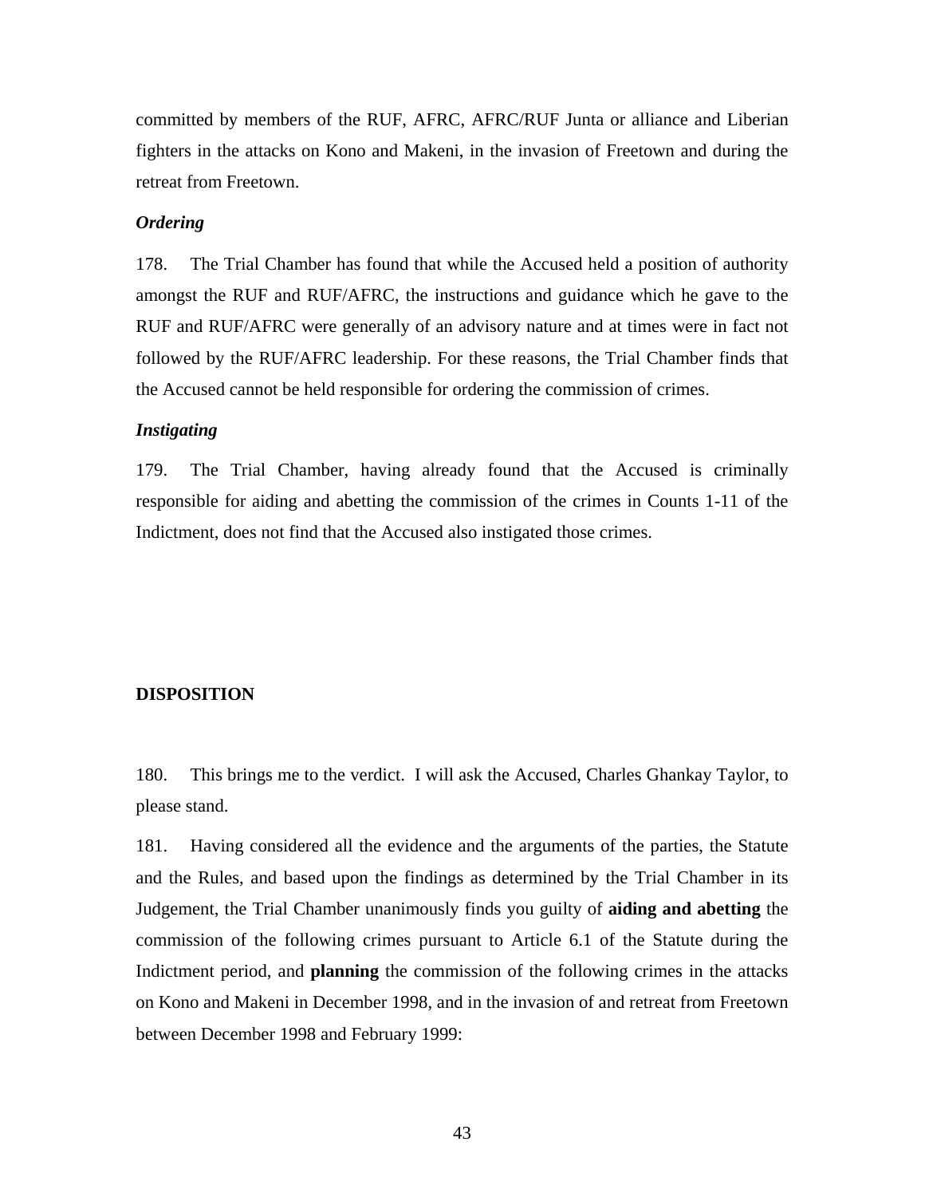committed by members of the RUF, AFRC, AFRC/RUF Junta or alliance and Liberian fighters in the attacks on Kono and Makeni, in the invasion of Freetown and during the retreat from Freetown.

***Ordering***

178. The Trial Chamber has found that while the Accused held a position of authority amongst the RUF and RUF/AFRC, the instructions and guidance which he gave to the RUF and RUF/AFRC were generally of an advisory nature and at times were in fact not followed by the RUF/AFRC leadership. For these reasons, the Trial Chamber finds that the Accused cannot be held responsible for ordering the commission of crimes.

***Instigating***

179. The Trial Chamber, having already found that the Accused is criminally responsible for aiding and abetting the commission of the crimes in Counts 1-11 of the Indictment, does not find that the Accused also instigated those crimes.

**DISPOSITION**

180. This brings me to the verdict. I will ask the Accused, Charles Ghankay Taylor, to please stand.

181. Having considered all the evidence and the arguments of the parties, the Statute and the Rules, and based upon the findings as determined by the Trial Chamber in its Judgement, the Trial Chamber unanimously finds you guilty of **aiding and abetting** the commission of the following crimes pursuant to Article 6.1 of the Statute during the Indictment period, and **planning** the commission of the following crimes in the attacks on Kono and Makeni in December 1998, and in the invasion of and retreat from Freetown between December 1998 and February 1999: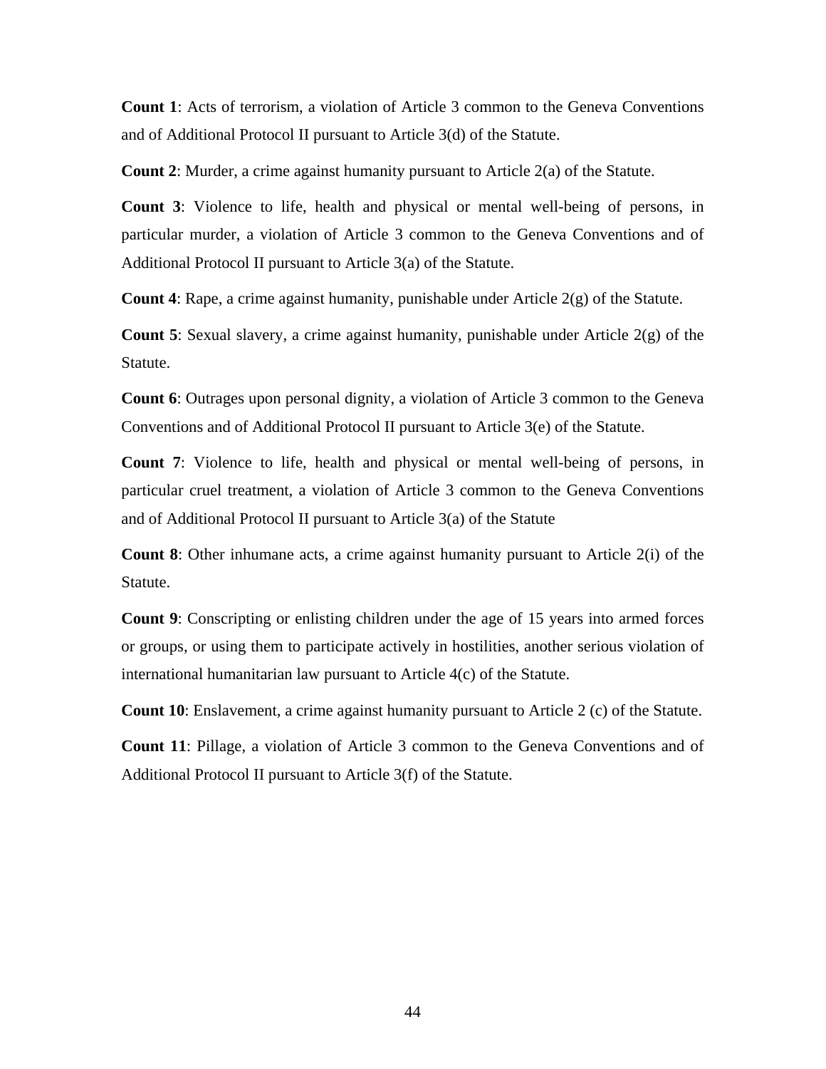**Count 1**: Acts of terrorism, a violation of Article 3 common to the Geneva Conventions and of Additional Protocol II pursuant to Article 3(d) of the Statute.

**Count 2**: Murder, a crime against humanity pursuant to Article 2(a) of the Statute.

**Count 3**: Violence to life, health and physical or mental well-being of persons, in particular murder, a violation of Article 3 common to the Geneva Conventions and of Additional Protocol II pursuant to Article 3(a) of the Statute.

**Count 4**: Rape, a crime against humanity, punishable under Article 2(g) of the Statute.

**Count 5**: Sexual slavery, a crime against humanity, punishable under Article 2(g) of the Statute.

**Count 6**: Outrages upon personal dignity, a violation of Article 3 common to the Geneva Conventions and of Additional Protocol II pursuant to Article 3(e) of the Statute.

**Count 7**: Violence to life, health and physical or mental well-being of persons, in particular cruel treatment, a violation of Article 3 common to the Geneva Conventions and of Additional Protocol II pursuant to Article 3(a) of the Statute

**Count 8**: Other inhumane acts, a crime against humanity pursuant to Article 2(i) of the Statute.

**Count 9**: Conscripting or enlisting children under the age of 15 years into armed forces or groups, or using them to participate actively in hostilities, another serious violation of international humanitarian law pursuant to Article 4(c) of the Statute.

**Count 10**: Enslavement, a crime against humanity pursuant to Article 2 (c) of the Statute.

**Count 11**: Pillage, a violation of Article 3 common to the Geneva Conventions and of Additional Protocol II pursuant to Article 3(f) of the Statute.